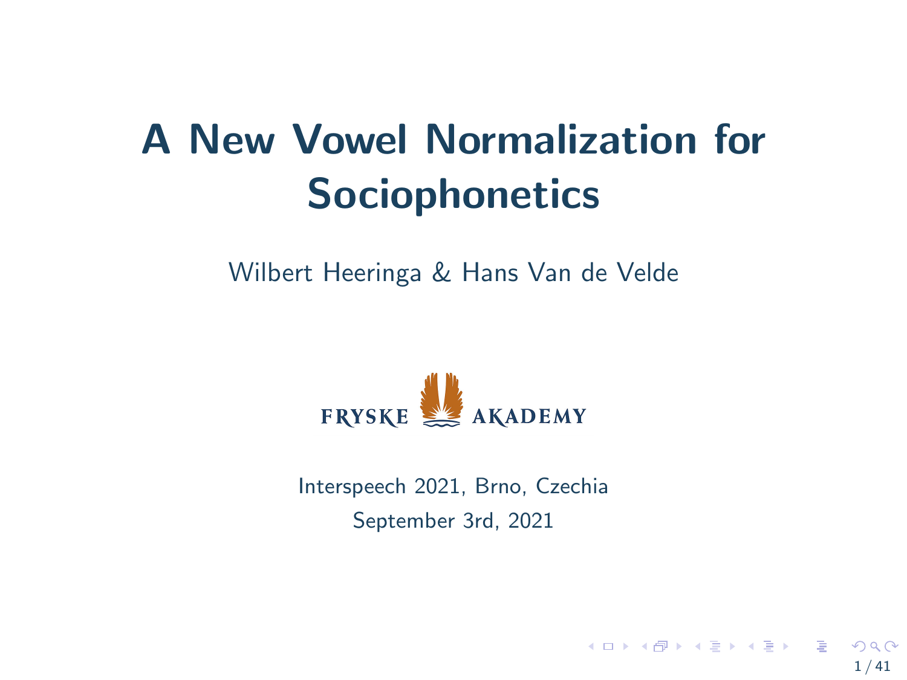# A New Vowel Normalization for Sociophonetics

Wilbert Heeringa & Hans Van de Velde

FRYSKE AKADEMY

Interspeech 2021, Brno, Czechia

September 3rd, 2021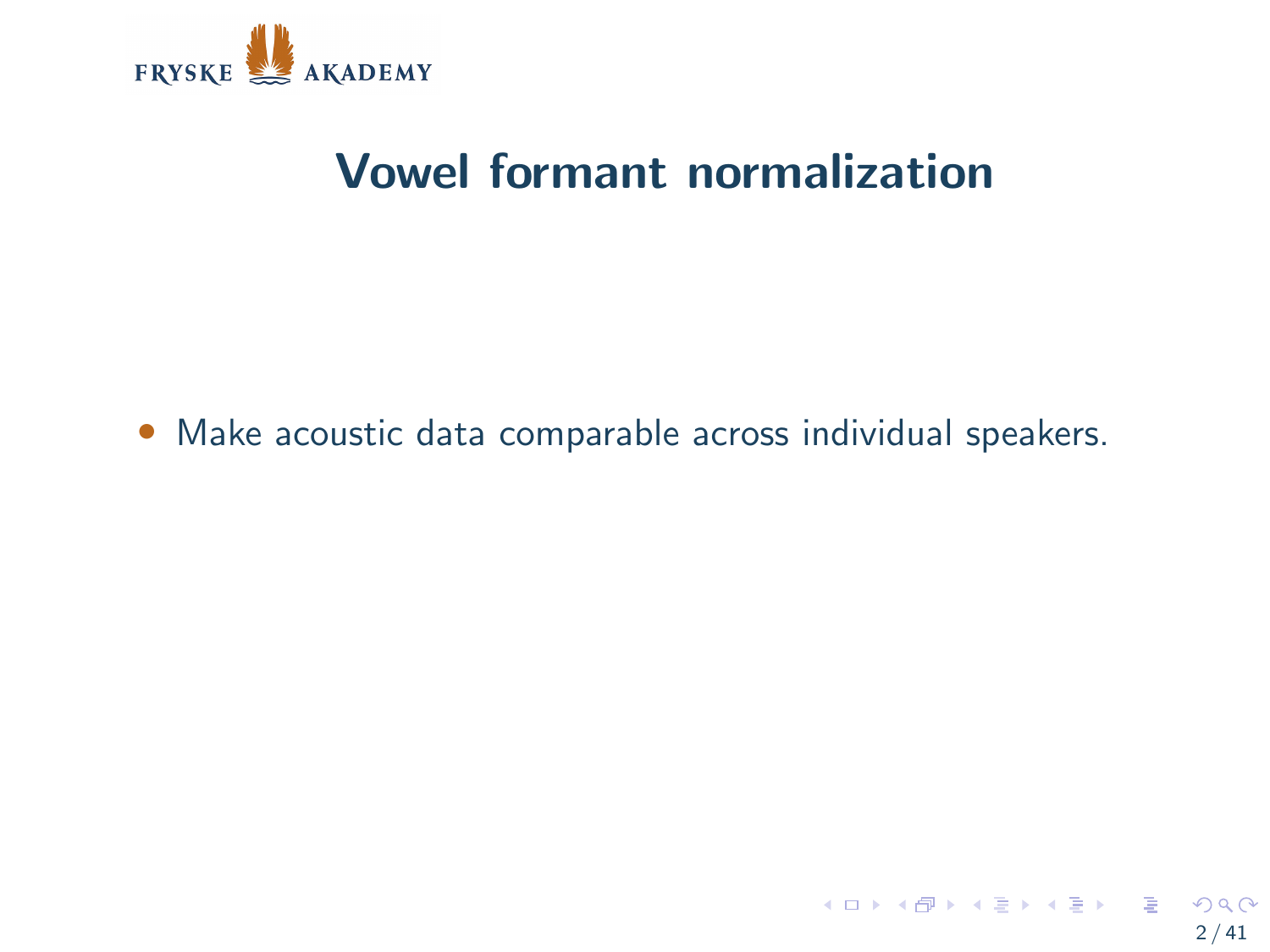# Vowel formant normalization

- Make acoustic data comparable across individual speakers.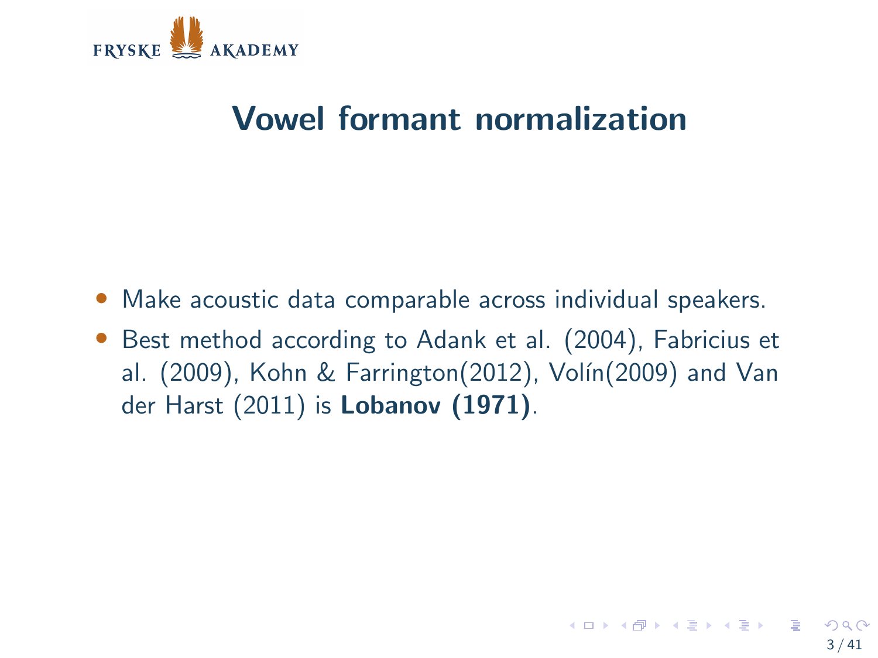# Vowel formant normalization

- Make acoustic data comparable across individual speakers.
- Best method according to Adank et al. (2004), Fabricius et al. (2009), Kohn & Farrington(2012), Volín(2009) and Van der Harst (2011) is **Lobanov (1971)**.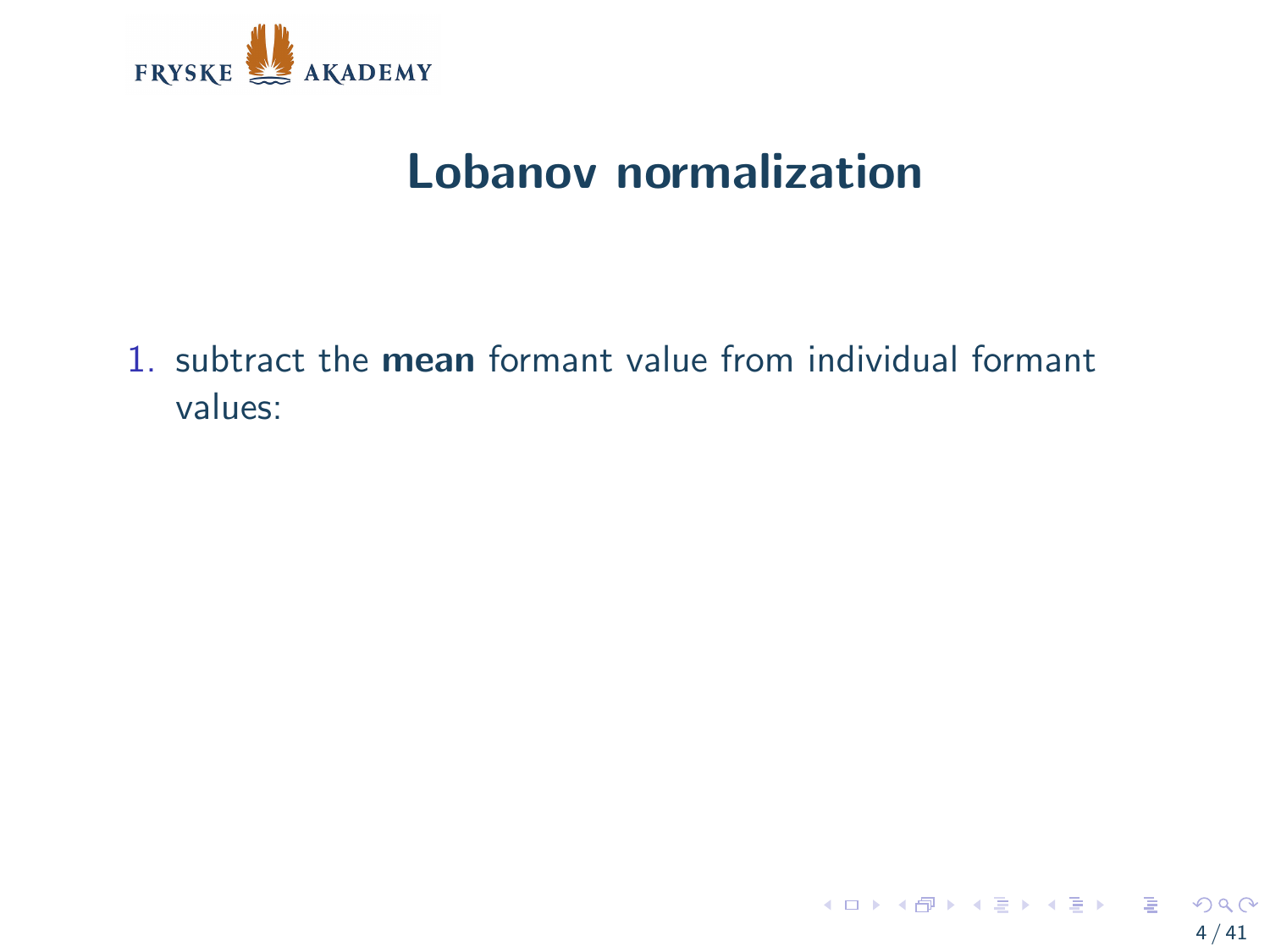# Lobanov normalization

1. subtract the **mean** formant value from individual formant values: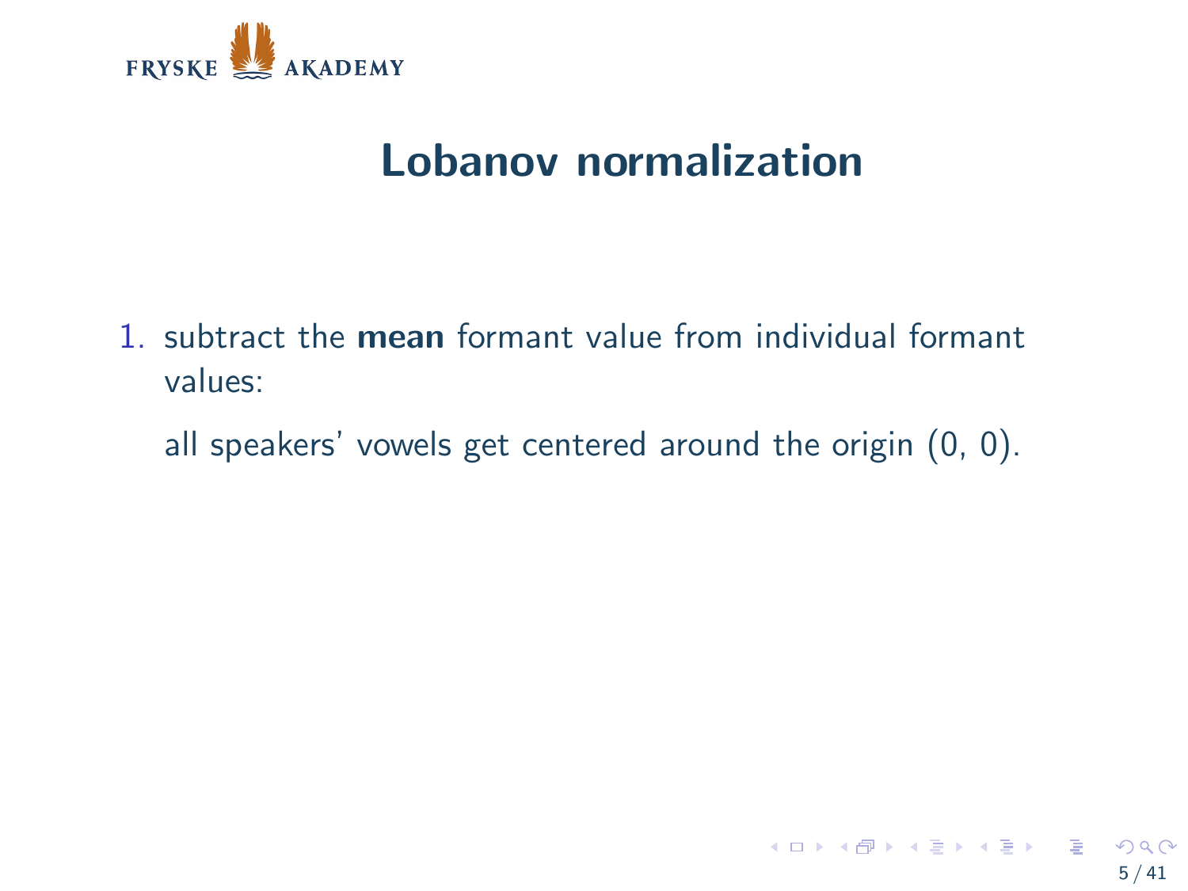# Lobanov normalization

1. subtract the **mean** formant value from individual formant values:

   all speakers' vowels get centered around the origin (0, 0).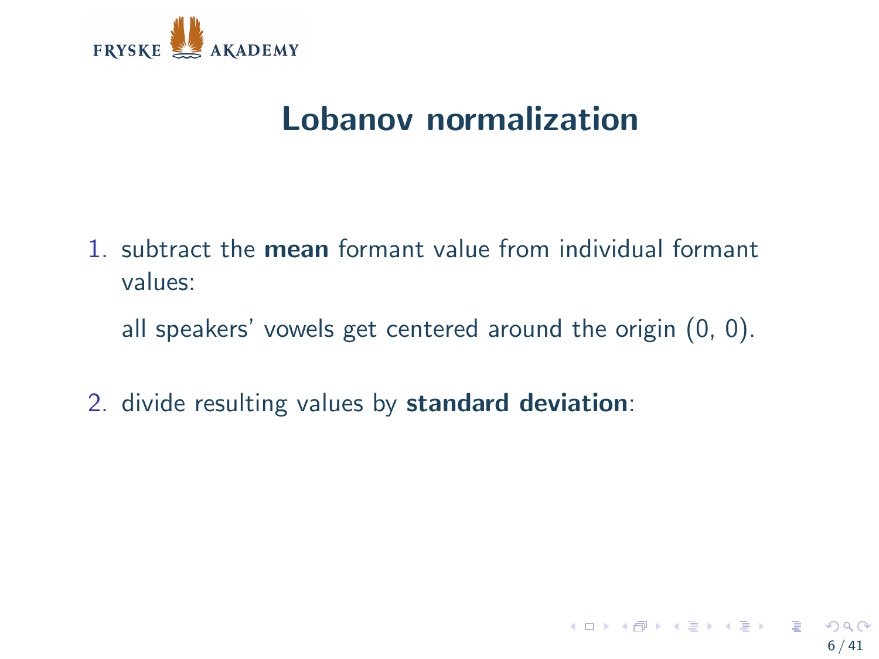# Lobanov normalization

1. subtract the **mean** formant value from individual formant values:

   all speakers' vowels get centered around the origin (0, 0).

2. divide resulting values by **standard deviation**: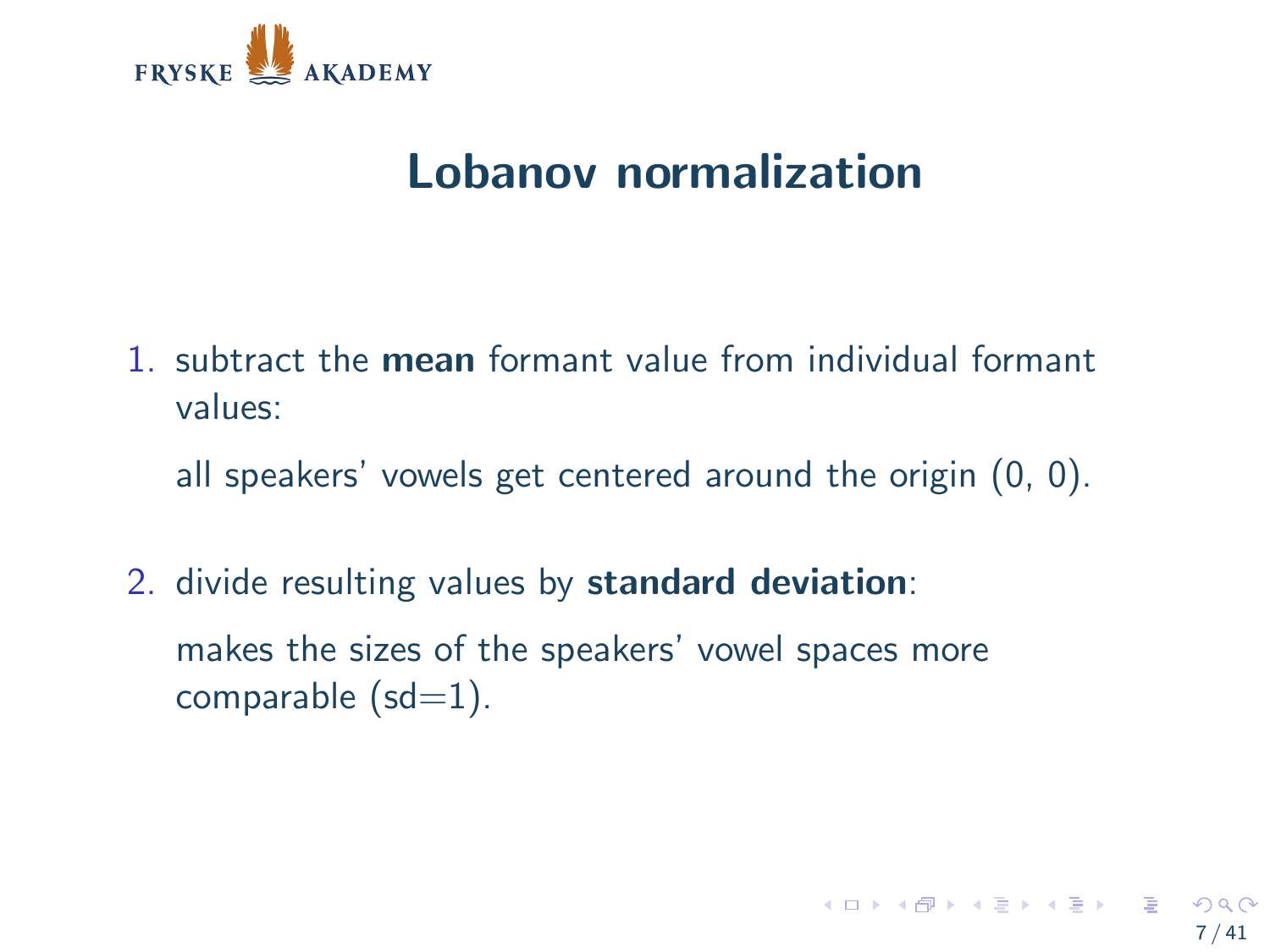# Lobanov normalization

1. subtract the **mean** formant value from individual formant values:

   all speakers' vowels get centered around the origin (0, 0).

2. divide resulting values by **standard deviation**:

   makes the sizes of the speakers' vowel spaces more comparable (sd=1).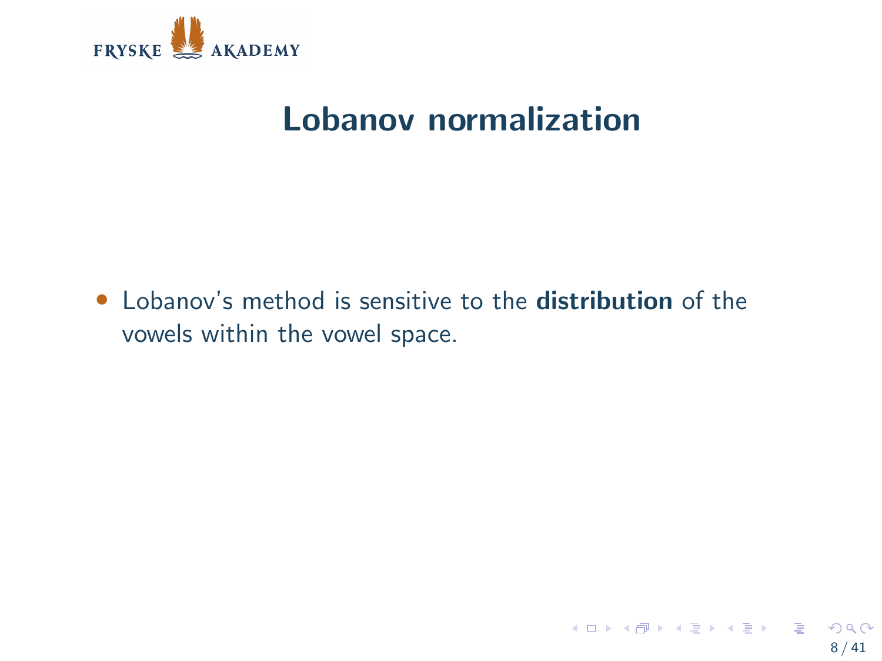# Lobanov normalization

- Lobanov's method is sensitive to the **distribution** of the vowels within the vowel space.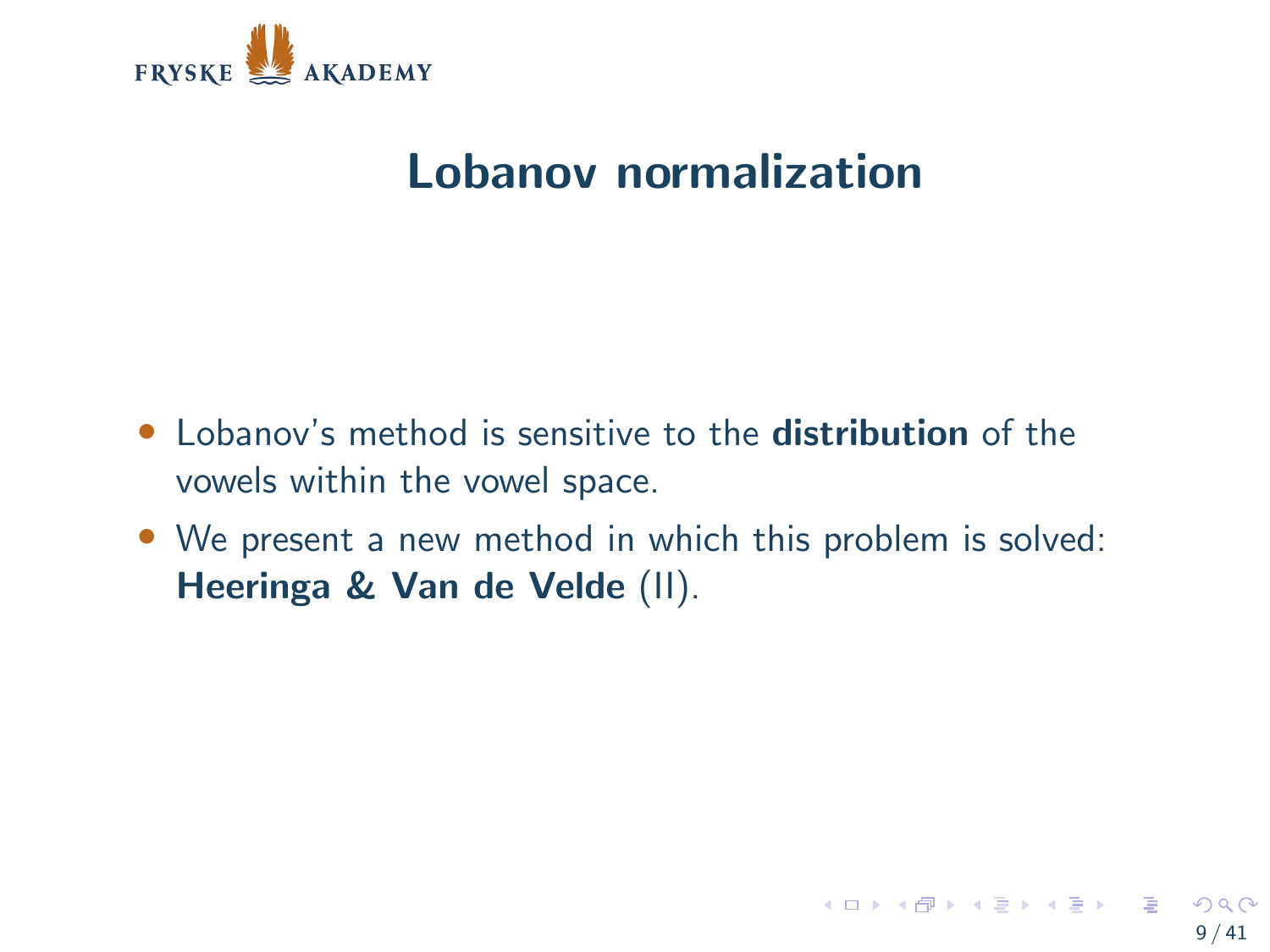# Lobanov normalization

- Lobanov's method is sensitive to the **distribution** of the vowels within the vowel space.
- We present a new method in which this problem is solved: **Heeringa & Van de Velde** (II).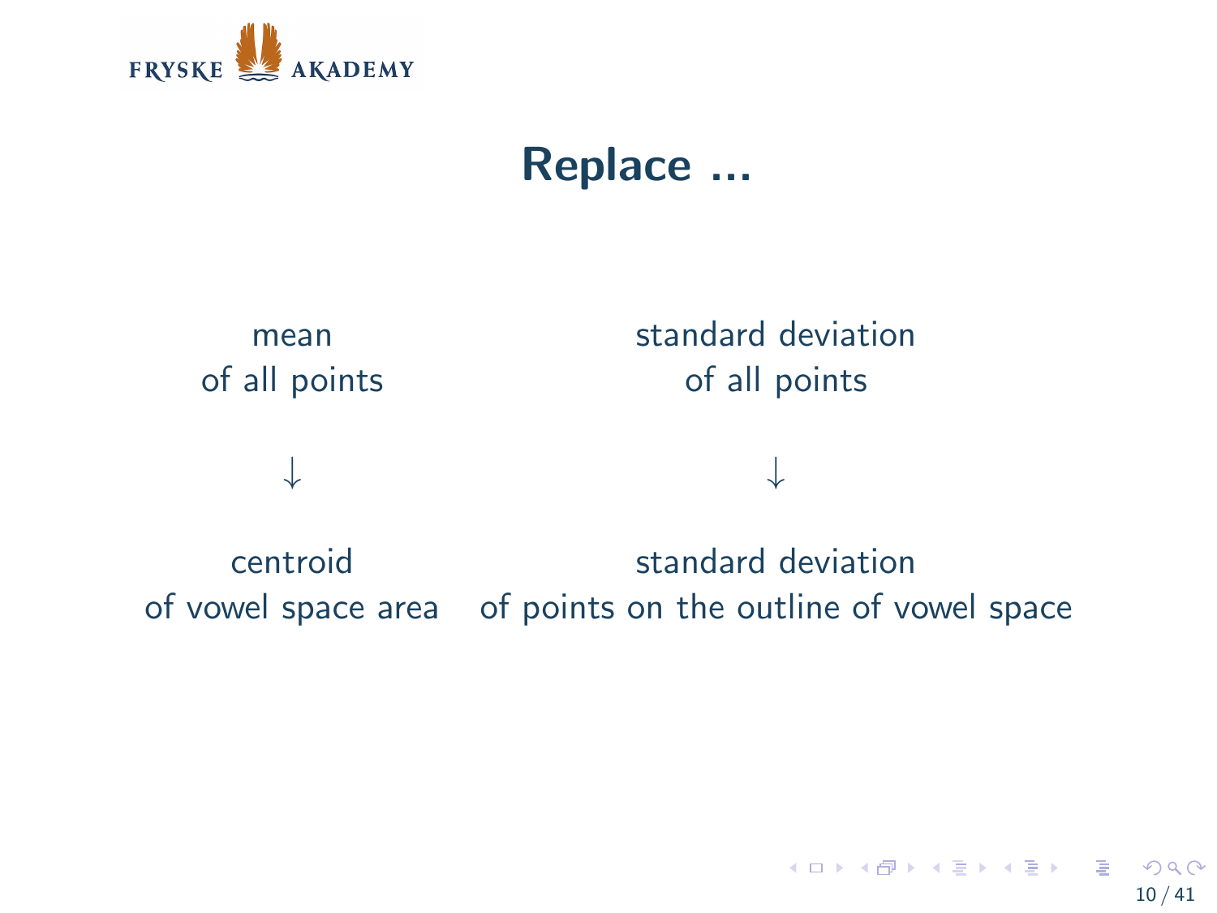# Replace ...

| mean of all points | standard deviation of all points |
|---|---|
| $\downarrow$ | $\downarrow$ |
| centroid of vowel space area | standard deviation of points on the outline of vowel space |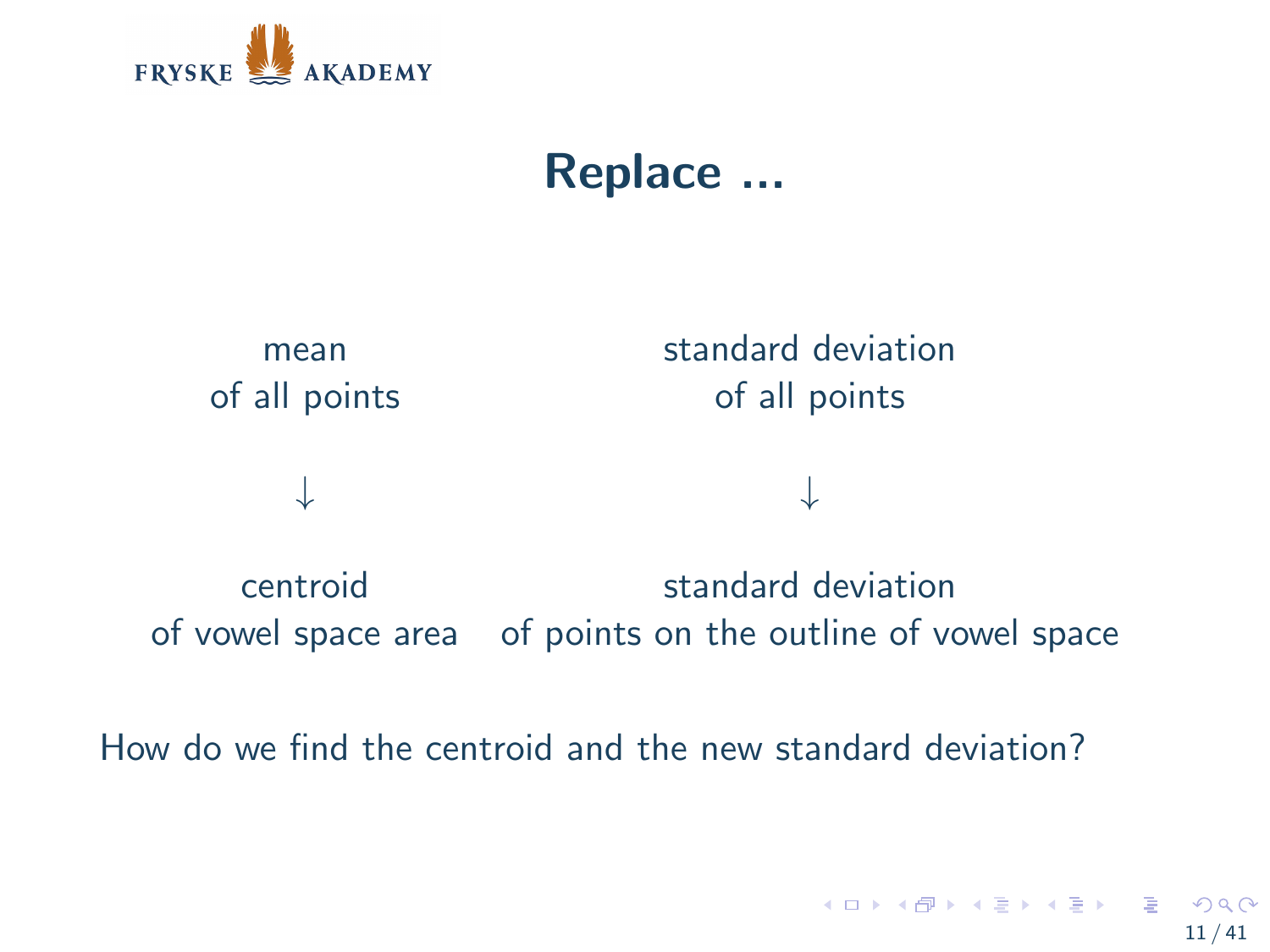# Replace ...

| mean of all points | standard deviation of all points |
|---|---|
| ↓ | ↓ |
| centroid of vowel space area | standard deviation of points on the outline of vowel space |

How do we find the centroid and the new standard deviation?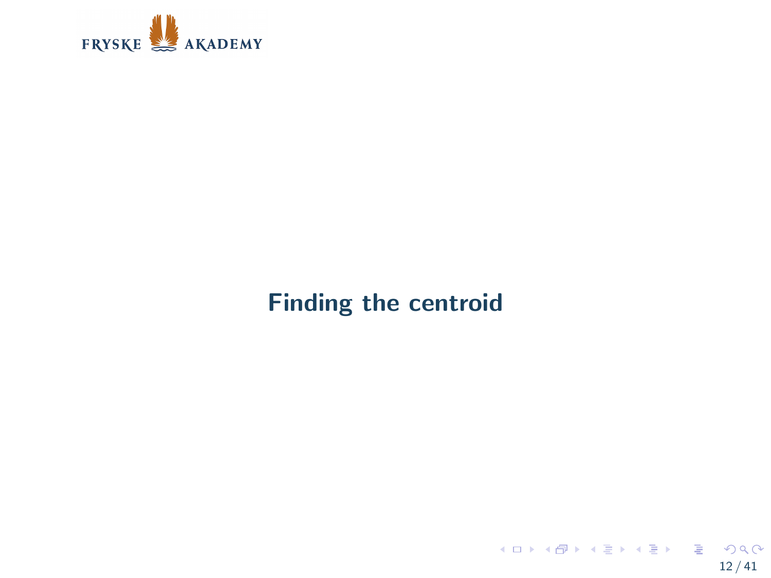# Finding the centroid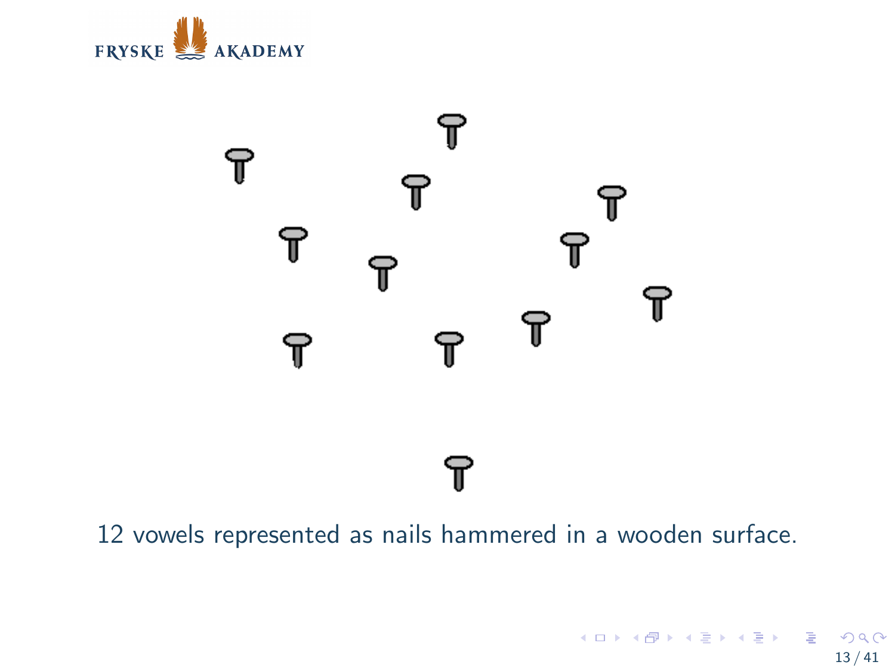12 vowels represented as nails hammered in a wooden surface.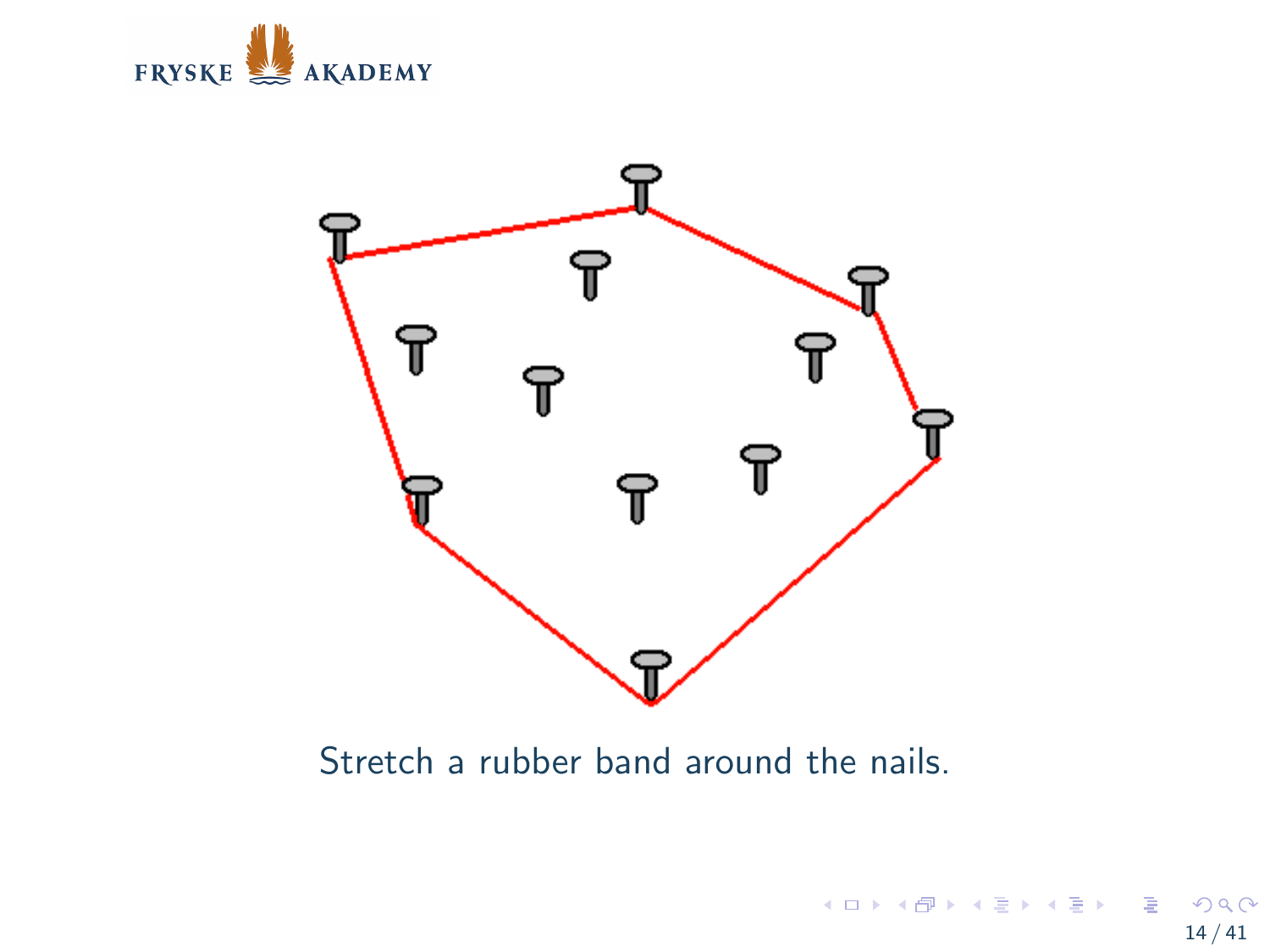Stretch a rubber band around the nails.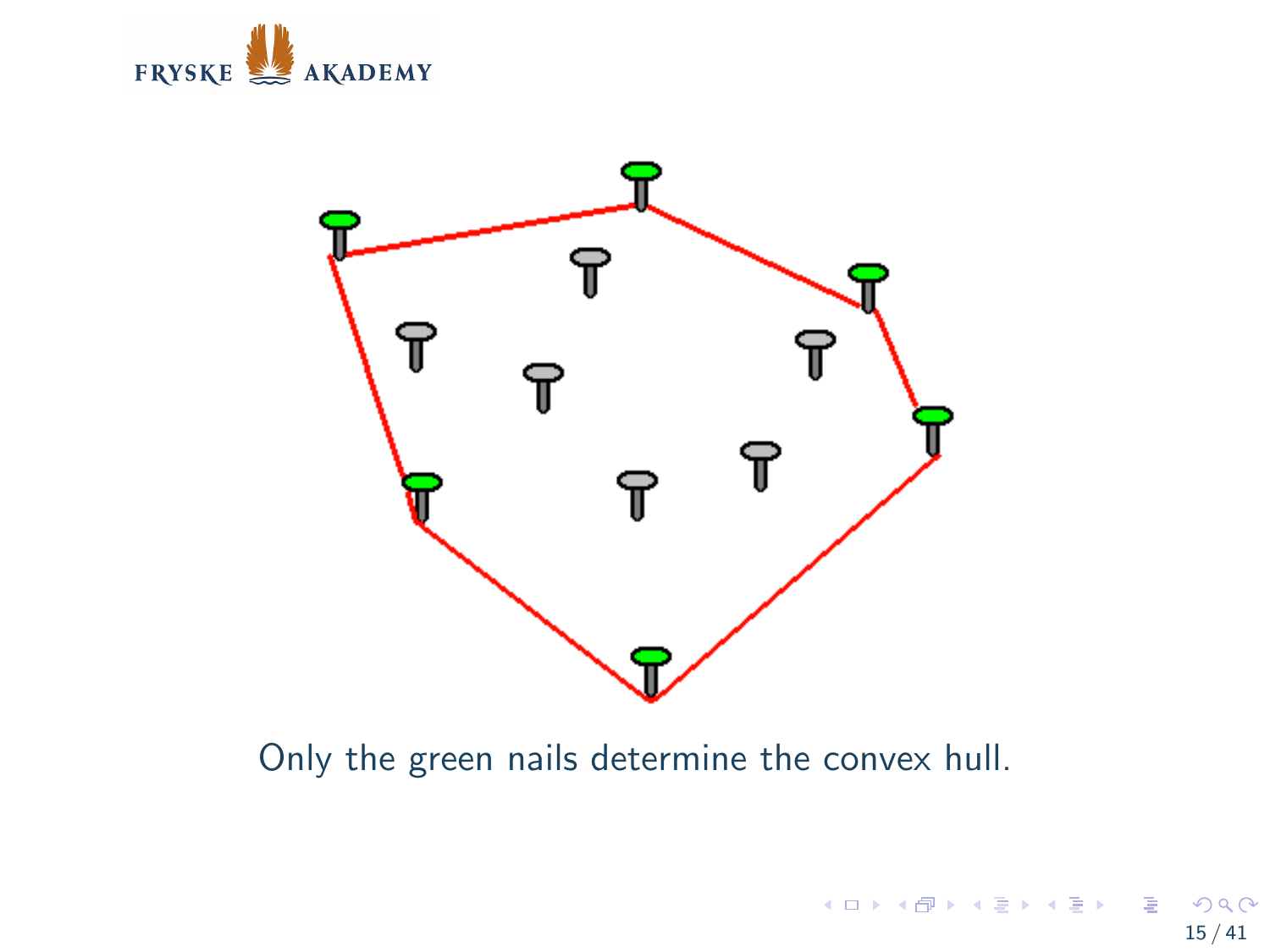Only the green nails determine the convex hull.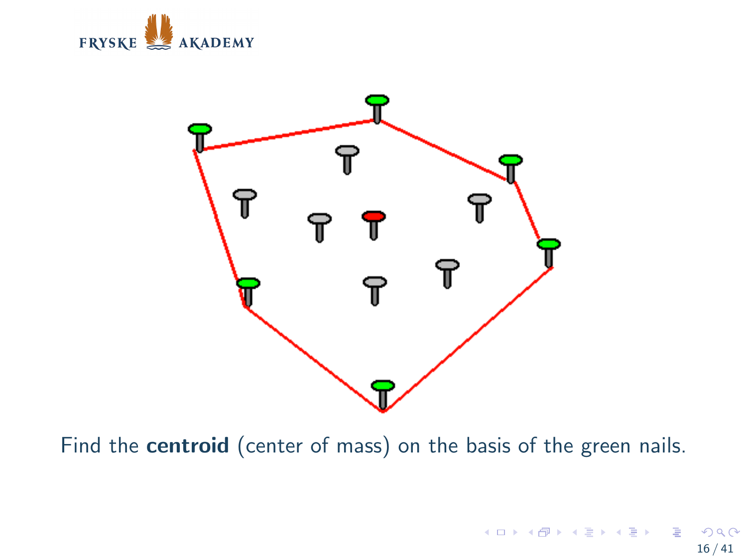Find the **centroid** (center of mass) on the basis of the green nails.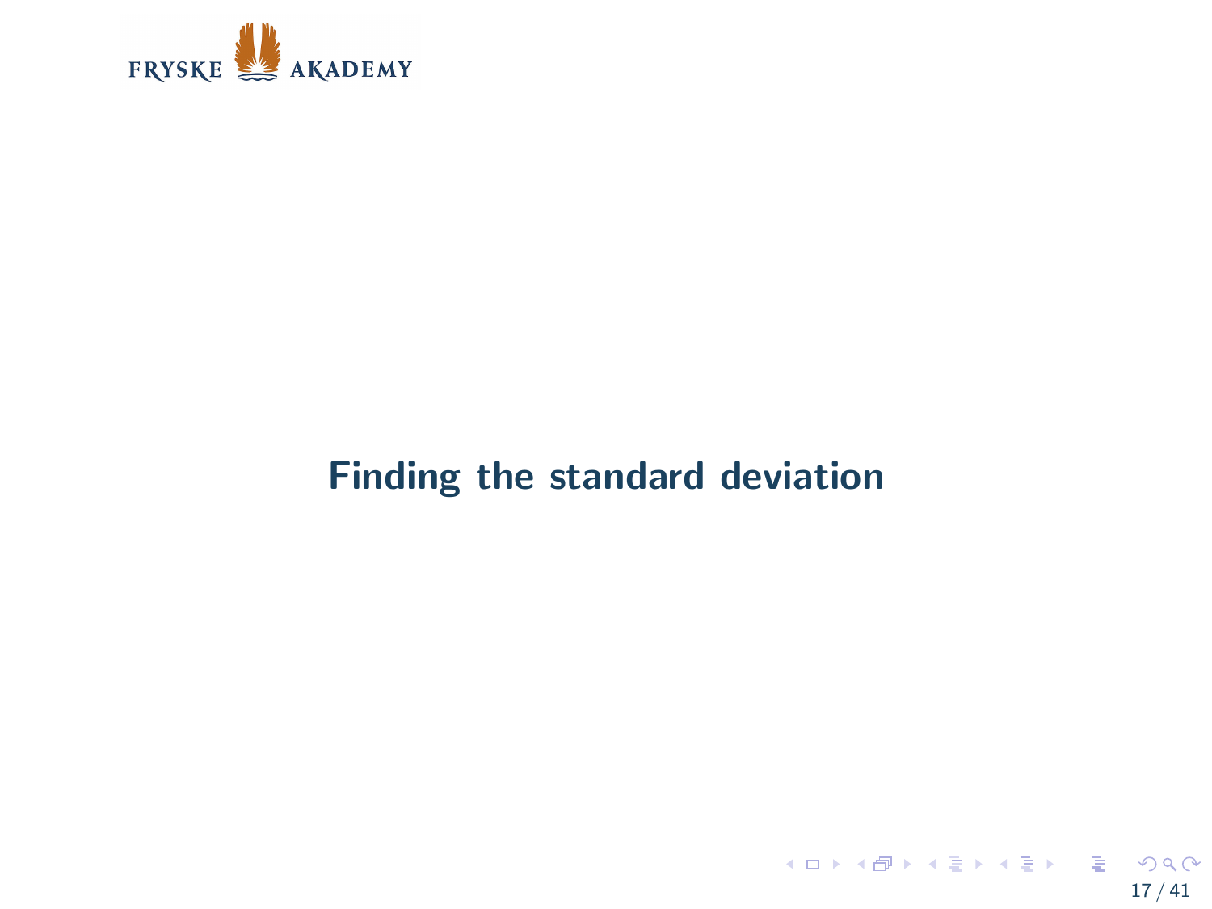# Finding the standard deviation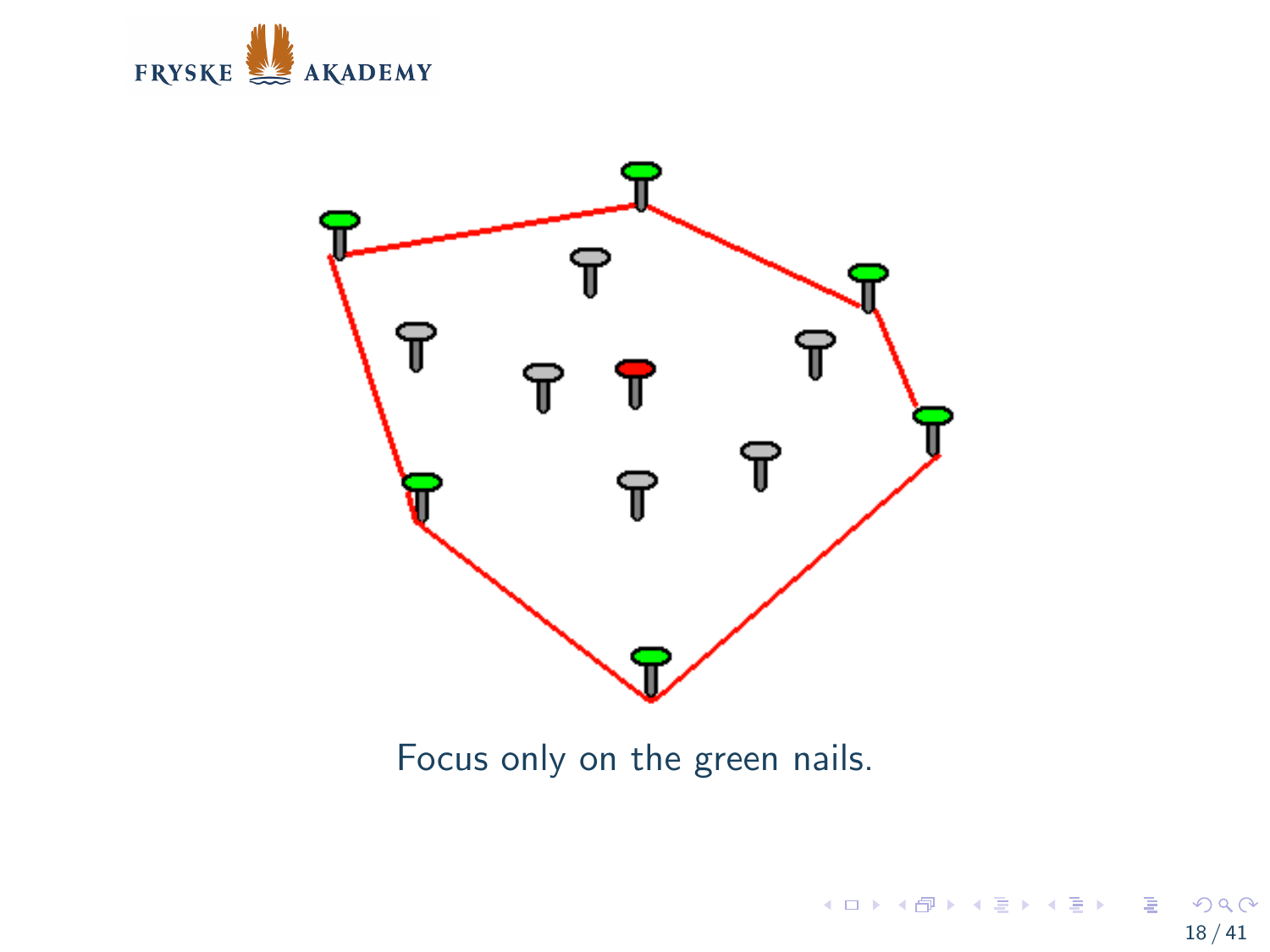Focus only on the green nails.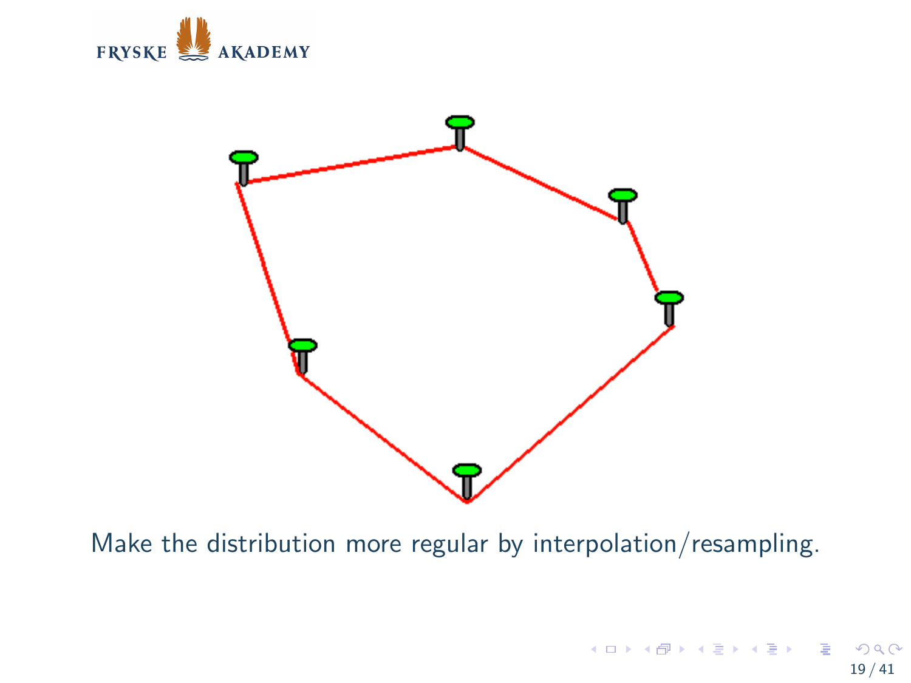Make the distribution more regular by interpolation/resampling.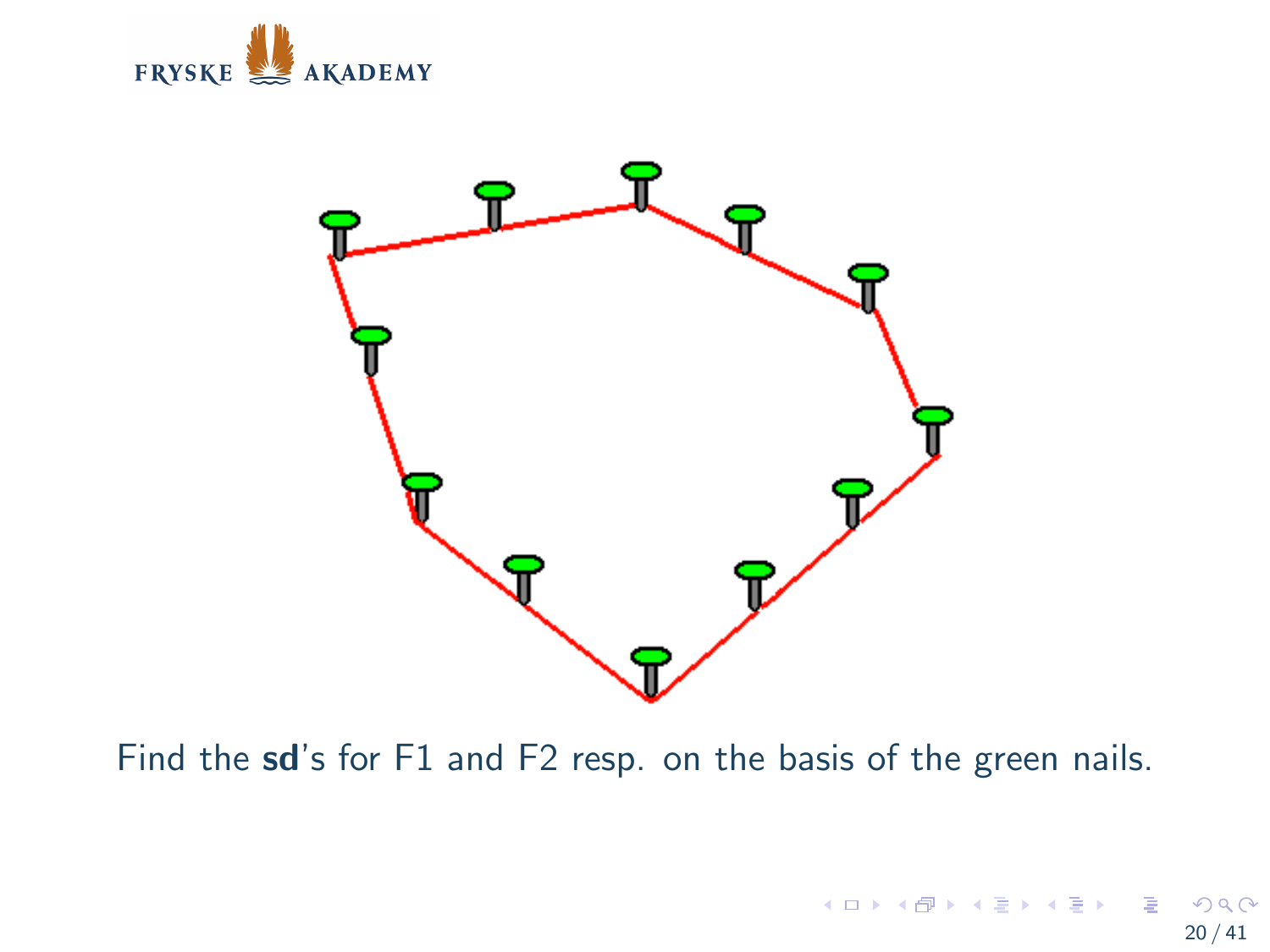Find the **sd**'s for F1 and F2 resp. on the basis of the green nails.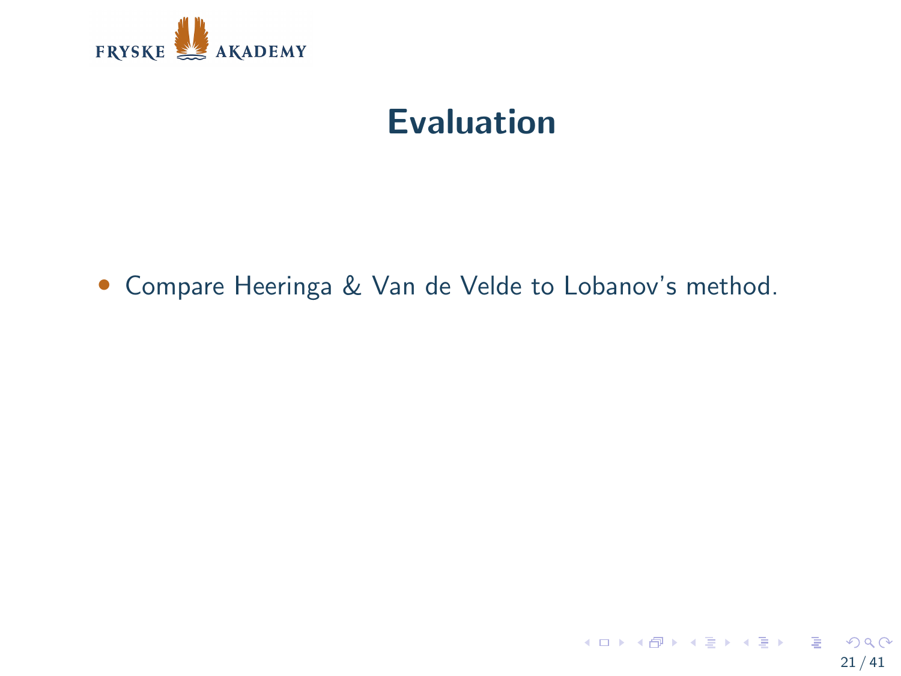# Evaluation

- Compare Heeringa & Van de Velde to Lobanov's method.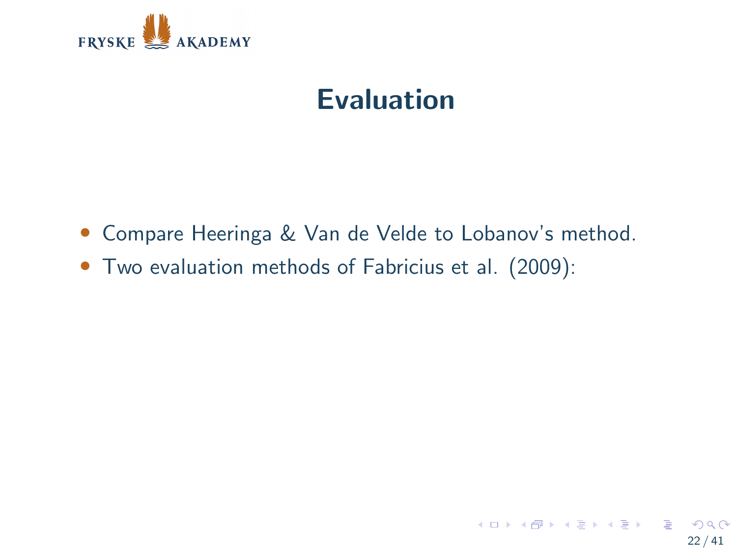# Evaluation

- Compare Heeringa & Van de Velde to Lobanov's method.
- Two evaluation methods of Fabricius et al. (2009):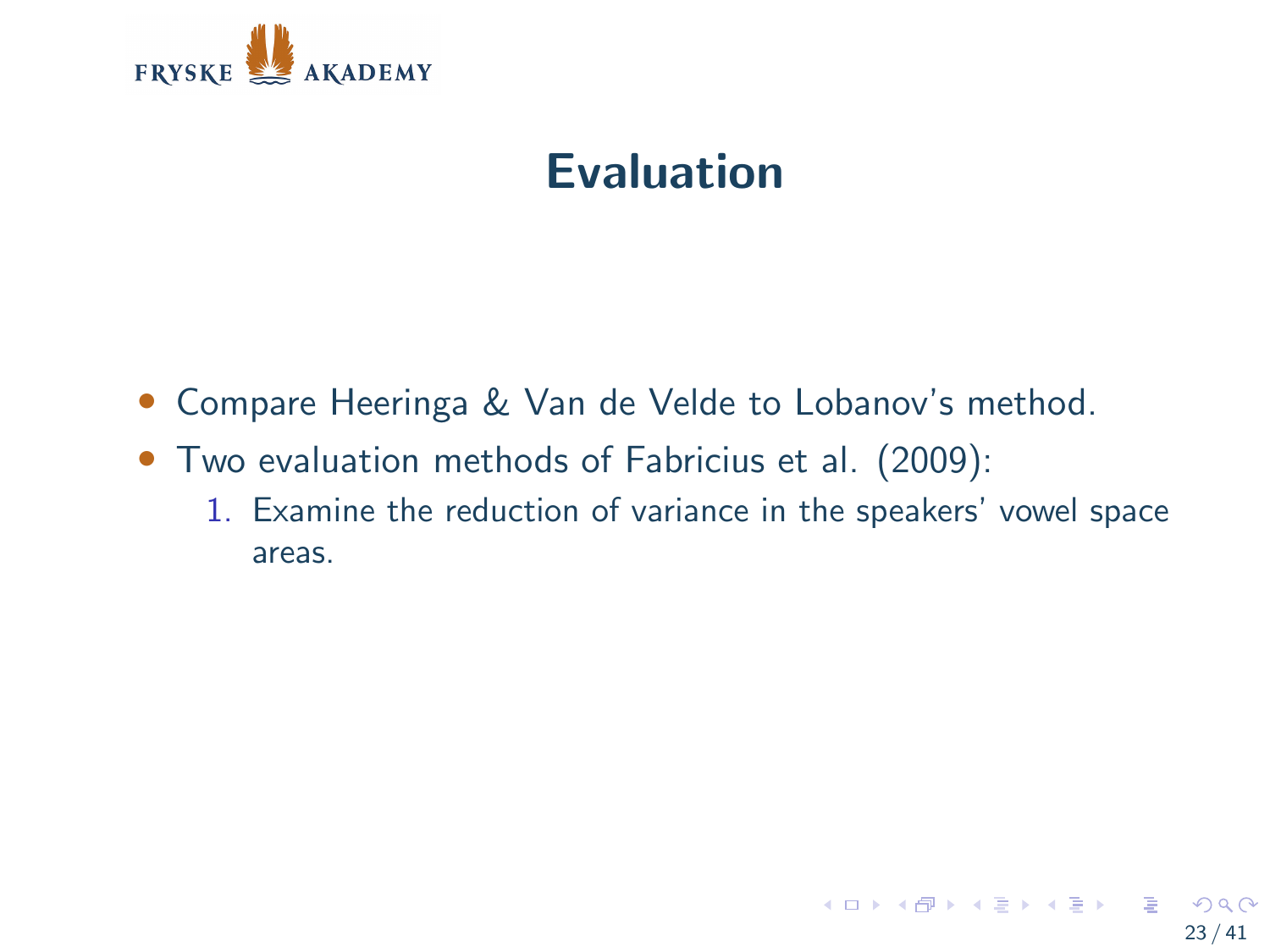# Evaluation

- Compare Heeringa & Van de Velde to Lobanov's method.
- Two evaluation methods of Fabricius et al. (2009):
  1. Examine the reduction of variance in the speakers' vowel space areas.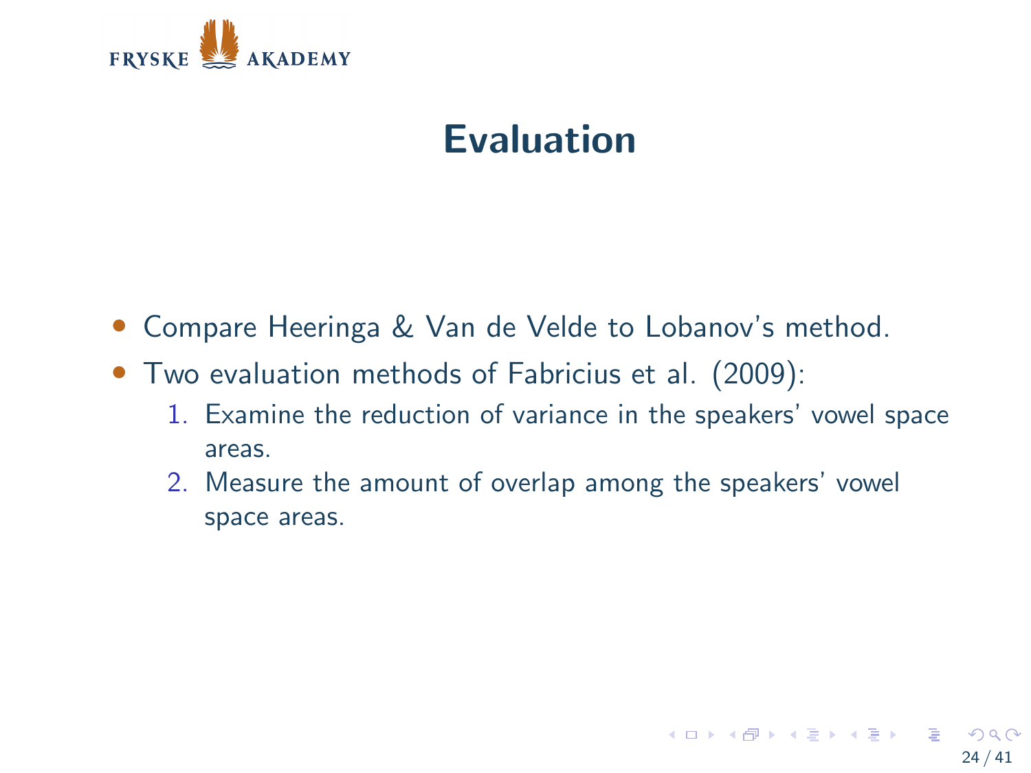# Evaluation

- Compare Heeringa & Van de Velde to Lobanov's method.
- Two evaluation methods of Fabricius et al. (2009):
  1. Examine the reduction of variance in the speakers' vowel space areas.
  2. Measure the amount of overlap among the speakers' vowel space areas.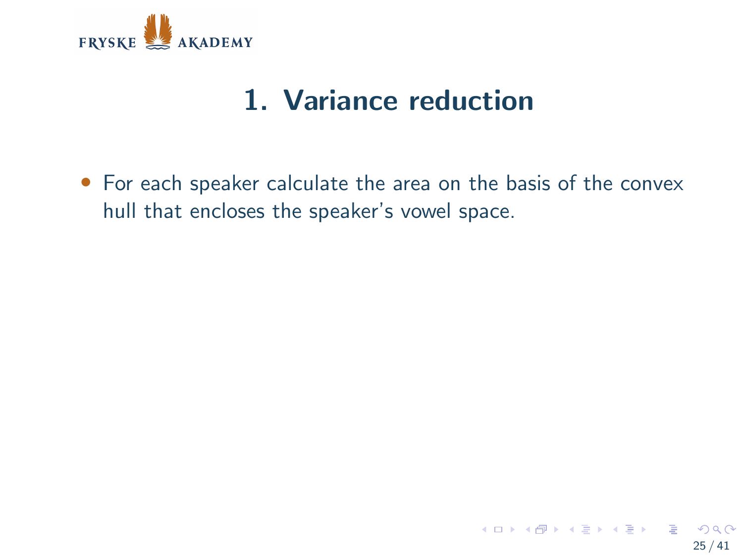# 1. Variance reduction

- For each speaker calculate the area on the basis of the convex hull that encloses the speaker's vowel space.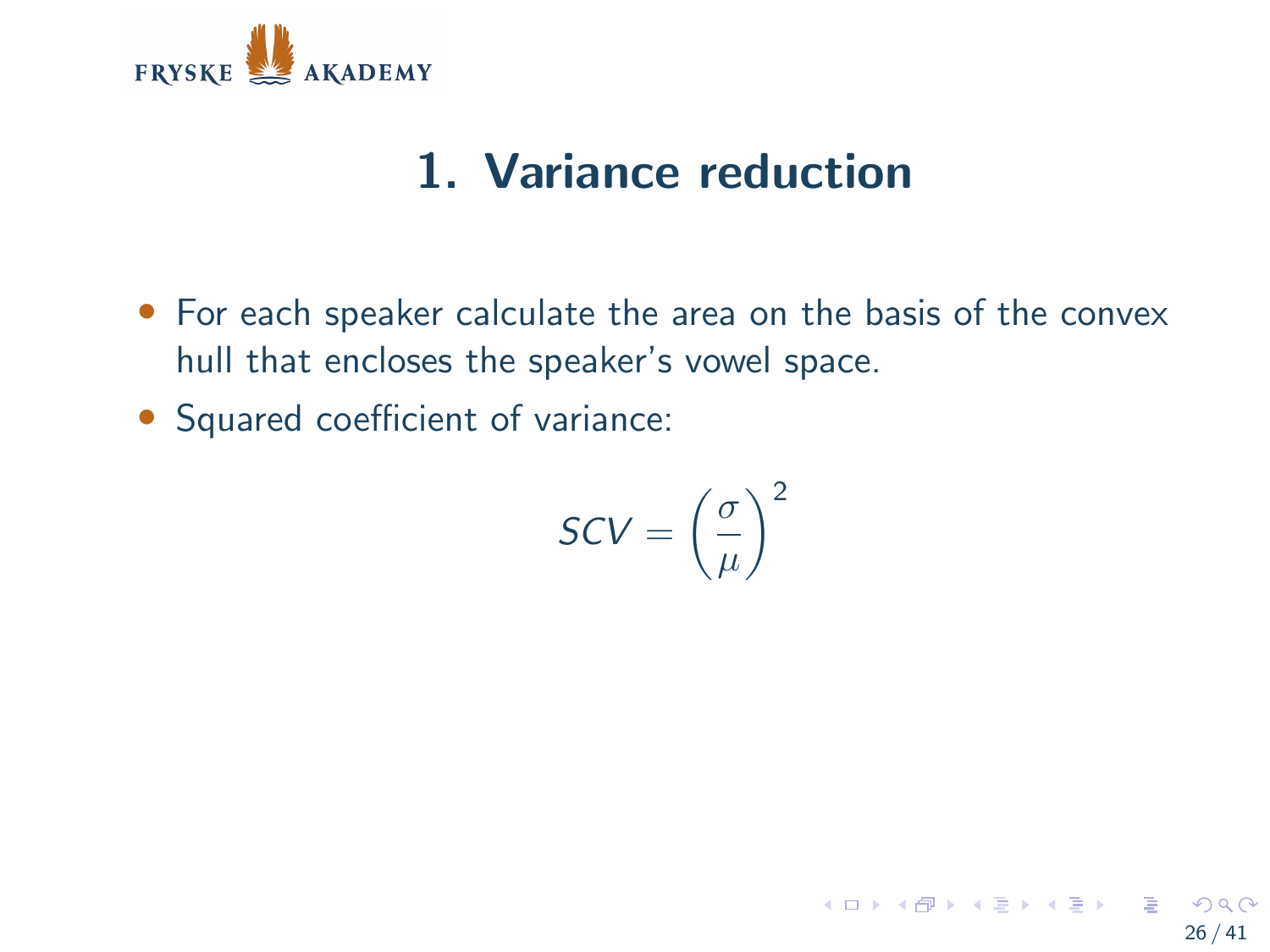# 1. Variance reduction

- For each speaker calculate the area on the basis of the convex hull that encloses the speaker's vowel space.
- Squared coefficient of variance:

$$SCV = \left(\frac{\sigma}{\mu}\right)^2$$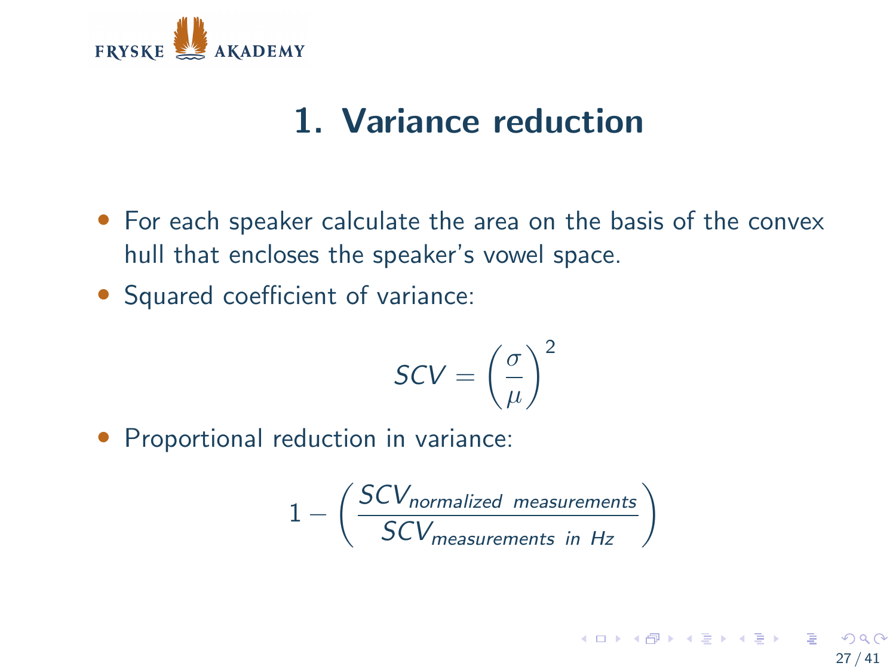# 1. Variance reduction

- For each speaker calculate the area on the basis of the convex hull that encloses the speaker's vowel space.
- Squared coefficient of variance:

$$SCV = \left(\frac{\sigma}{\mu}\right)^2$$

- Proportional reduction in variance:

$$1 - \left(\frac{SCV_{normalized\ \ measurements}}{SCV_{measurements\ \ in\ \ Hz}}\right)$$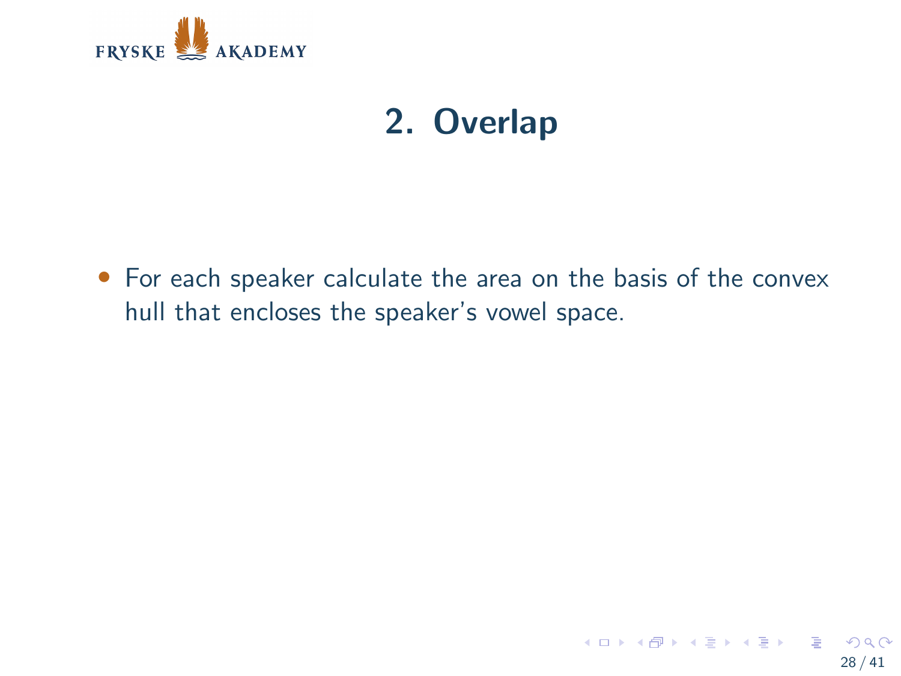## 2. Overlap

- For each speaker calculate the area on the basis of the convex hull that encloses the speaker's vowel space.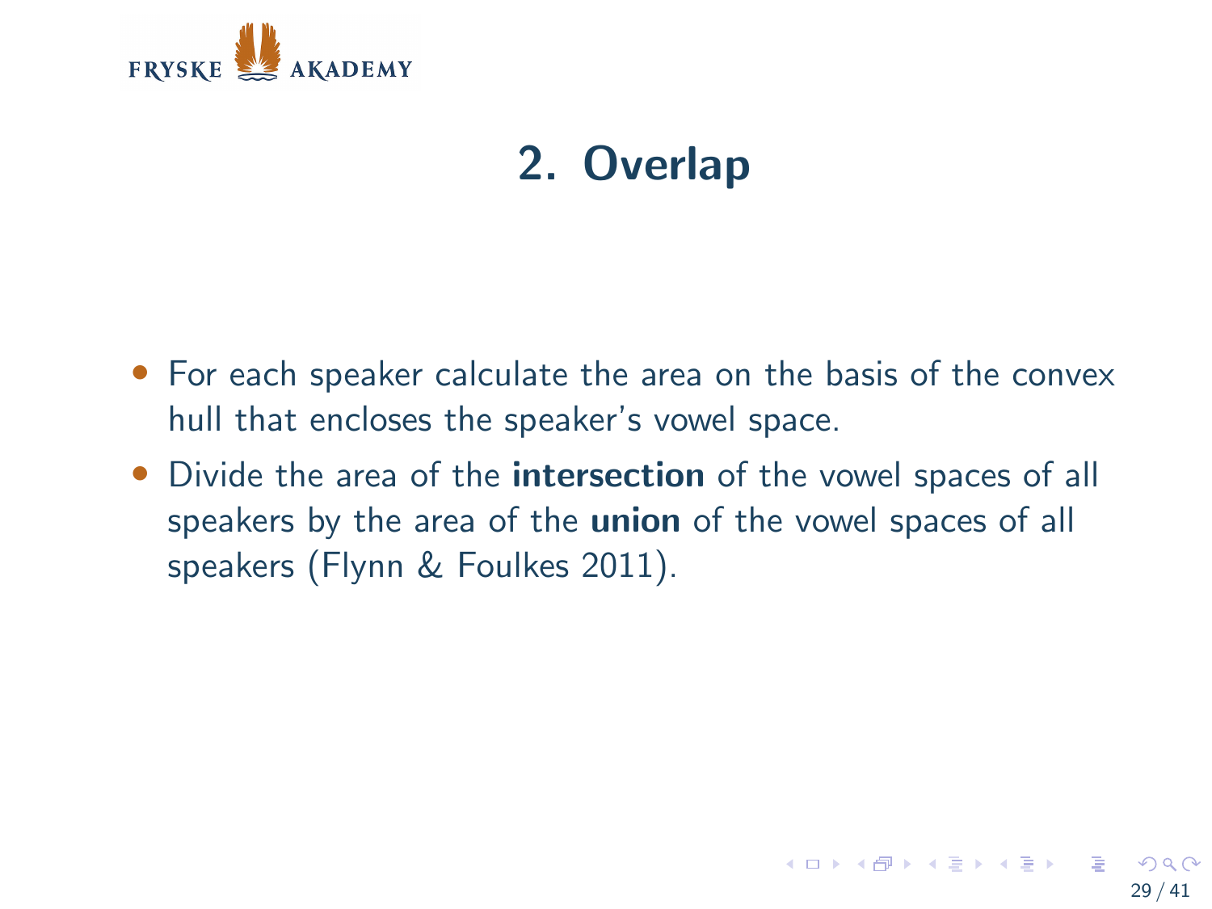## 2. Overlap

- For each speaker calculate the area on the basis of the convex hull that encloses the speaker's vowel space.
- Divide the area of the **intersection** of the vowel spaces of all speakers by the area of the **union** of the vowel spaces of all speakers (Flynn & Foulkes 2011).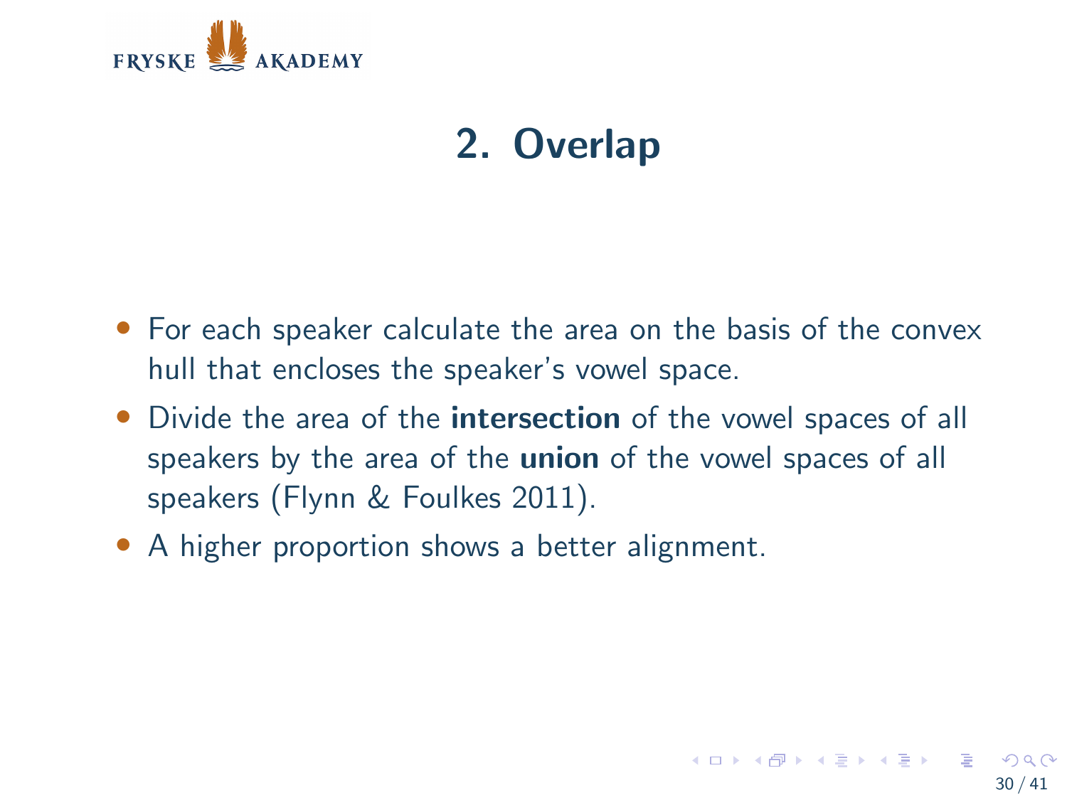# 2. Overlap

- For each speaker calculate the area on the basis of the convex hull that encloses the speaker's vowel space.
- Divide the area of the **intersection** of the vowel spaces of all speakers by the area of the **union** of the vowel spaces of all speakers (Flynn & Foulkes 2011).
- A higher proportion shows a better alignment.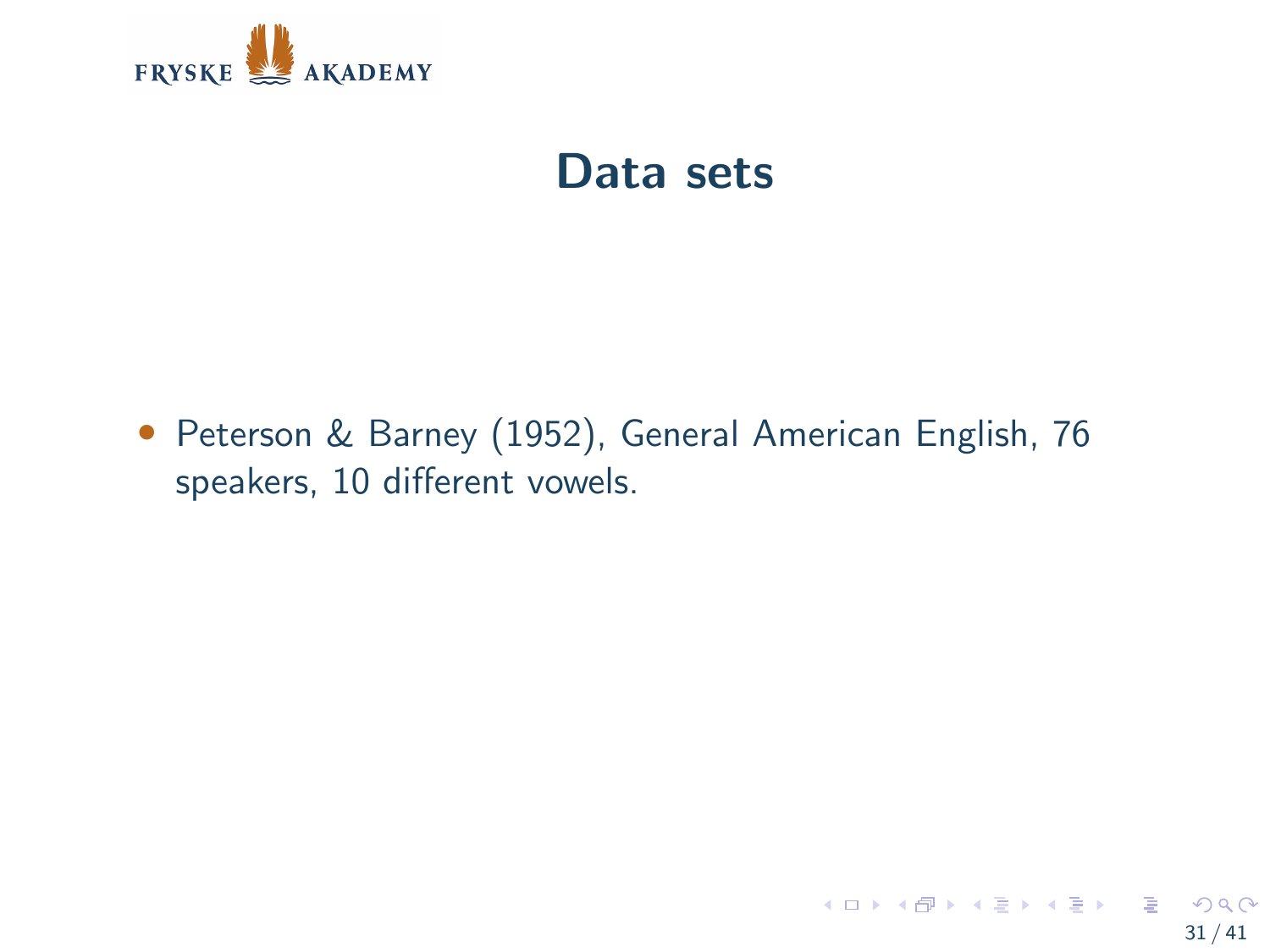# Data sets

- Peterson & Barney (1952), General American English, 76 speakers, 10 different vowels.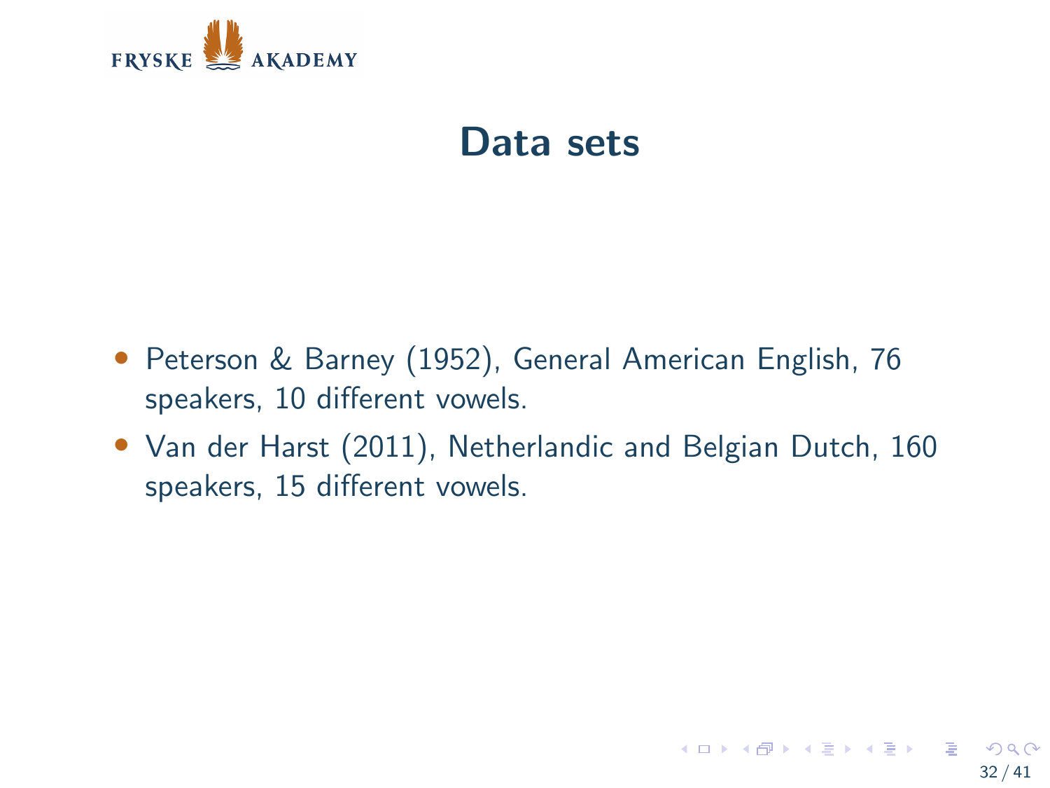# Data sets

- Peterson & Barney (1952), General American English, 76 speakers, 10 different vowels.
- Van der Harst (2011), Netherlandic and Belgian Dutch, 160 speakers, 15 different vowels.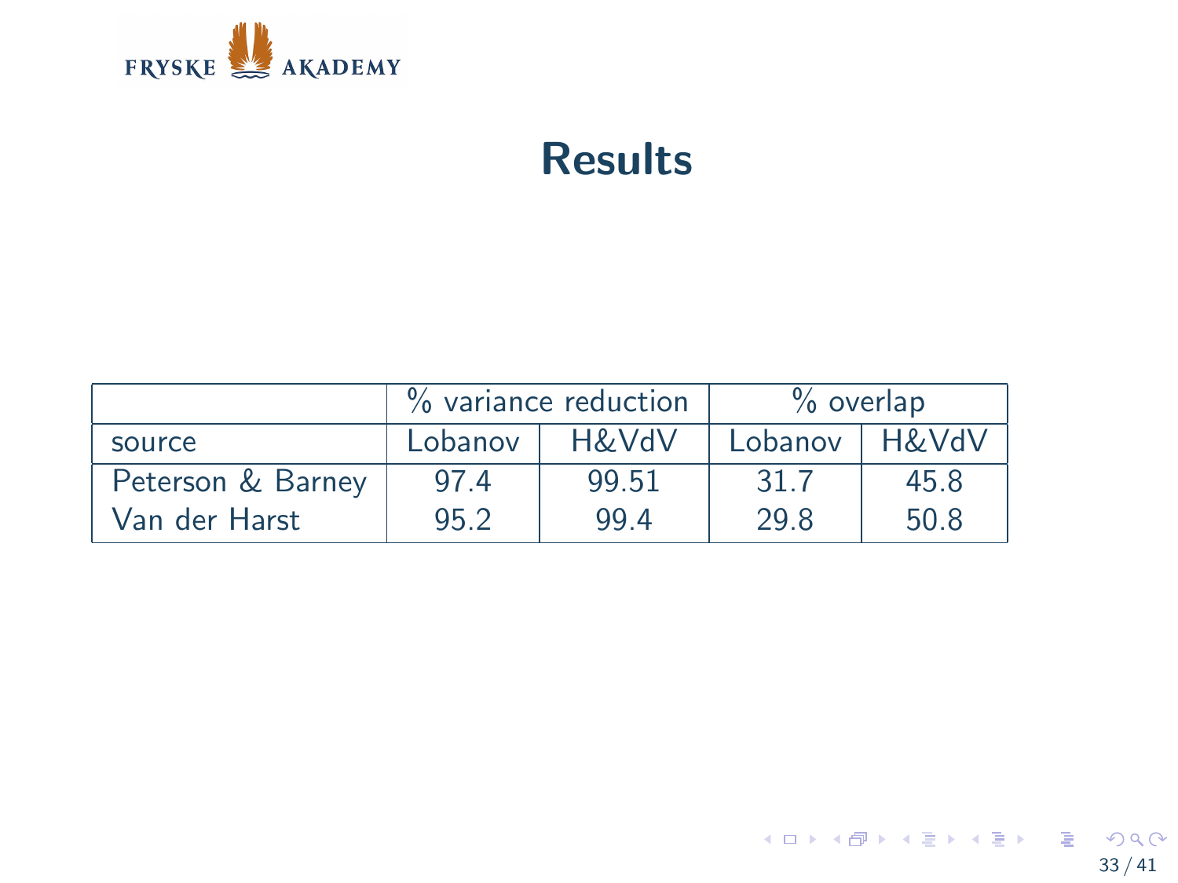# Results

| | % variance reduction | | % overlap | |
|---|---|---|---|---|
| source | Lobanov | H&VdV | Lobanov | H&VdV |
| Peterson & Barney | 97.4 | 99.51 | 31.7 | 45.8 |
| Van der Harst | 95.2 | 99.4 | 29.8 | 50.8 |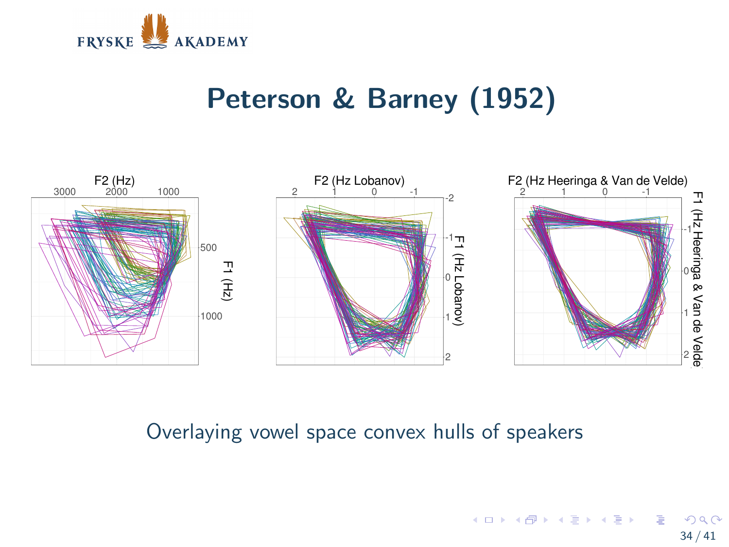# Peterson & Barney (1952)

Overlaying vowel space convex hulls of speakers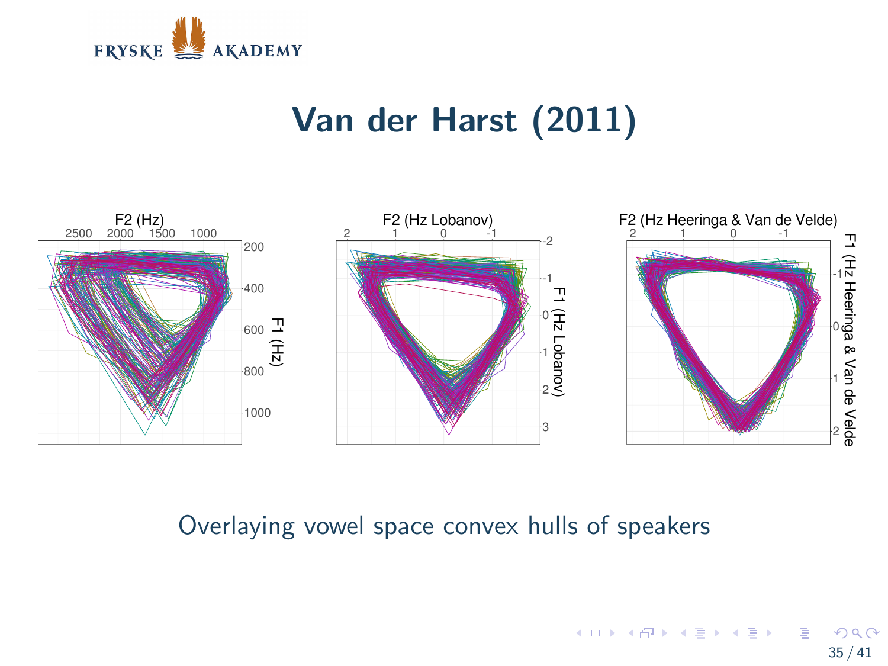# Van der Harst (2011)

Overlaying vowel space convex hulls of speakers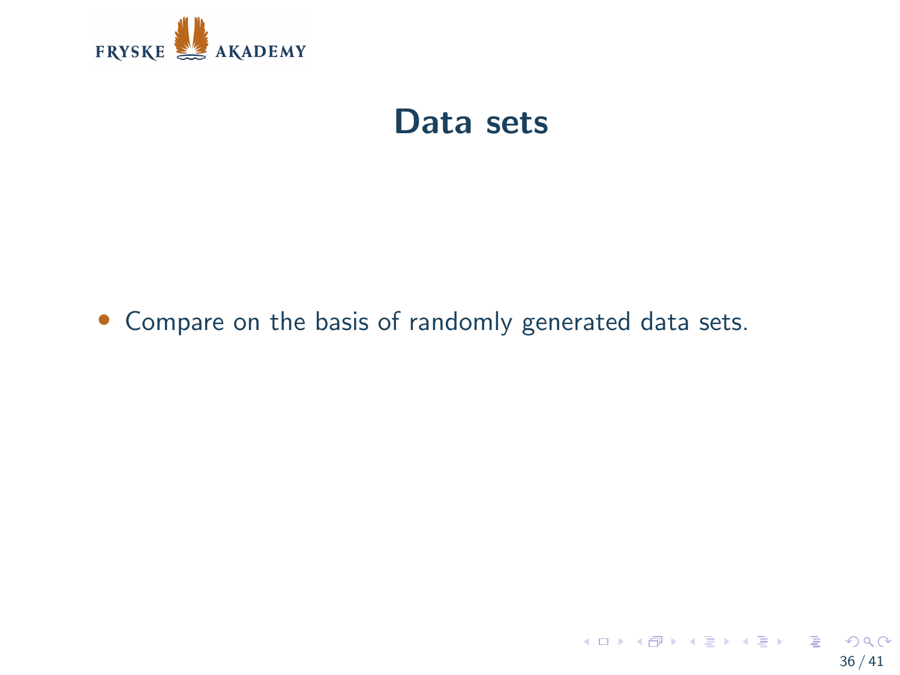# Data sets

- Compare on the basis of randomly generated data sets.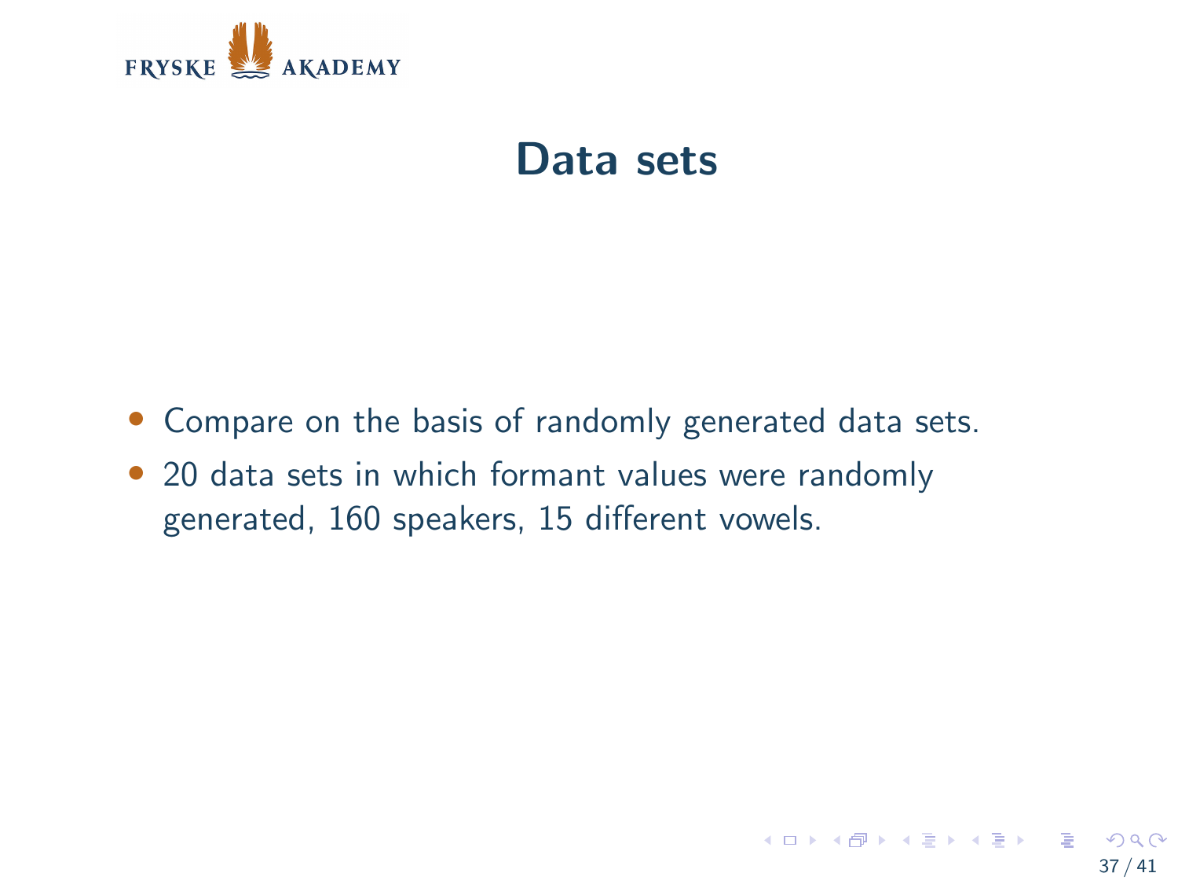# Data sets

- Compare on the basis of randomly generated data sets.
- 20 data sets in which formant values were randomly generated, 160 speakers, 15 different vowels.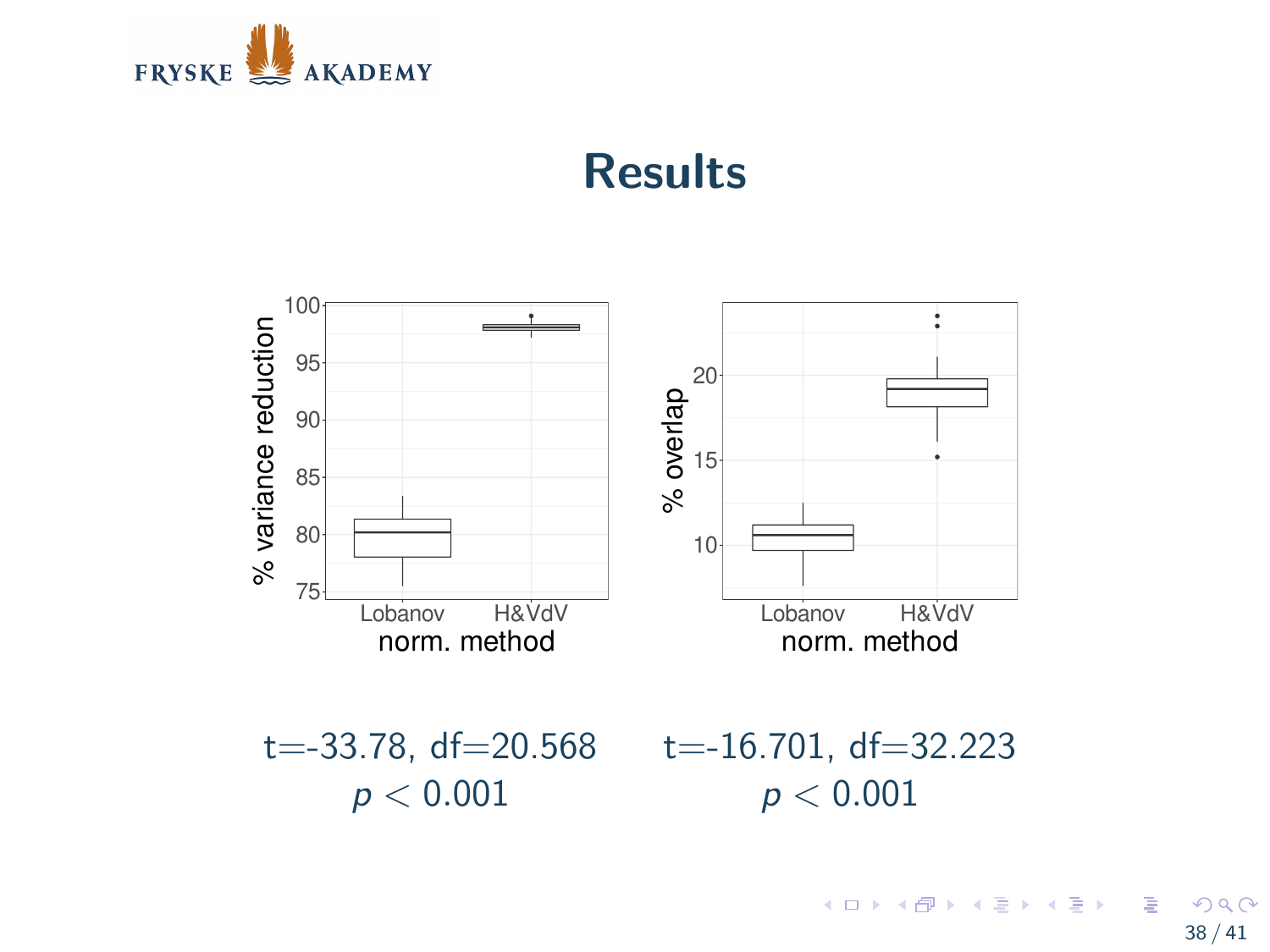# Results

t=-33.78, df=20.568
$p < 0.001$

t=-16.701, df=32.223
$p < 0.001$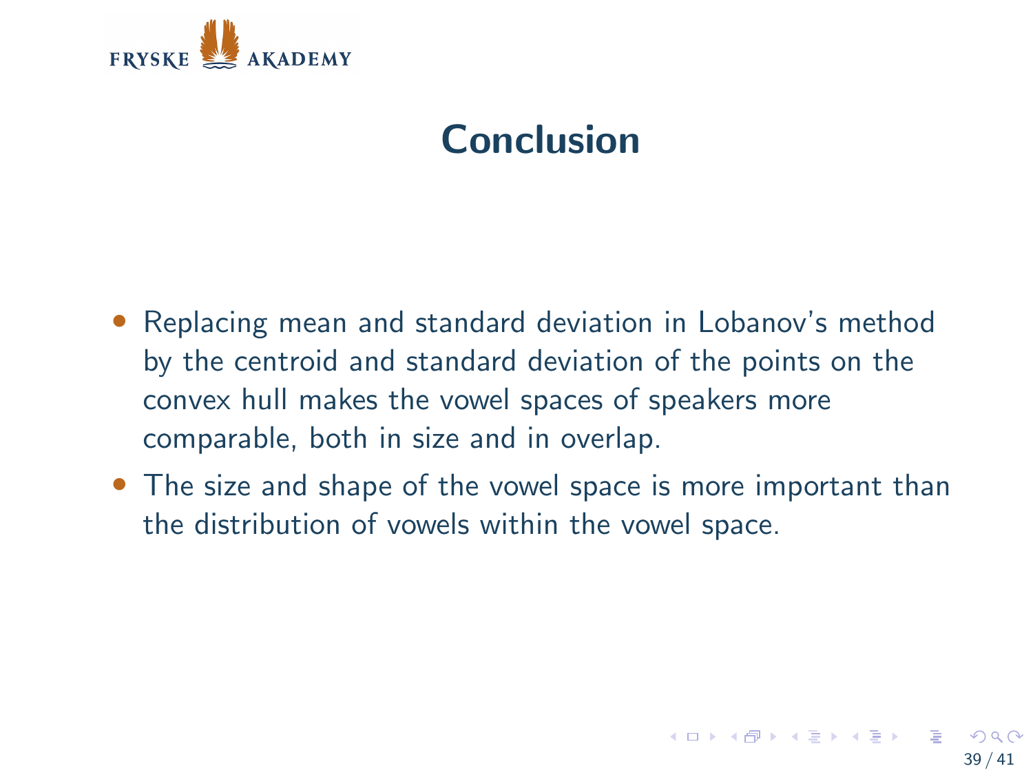# Conclusion

- Replacing mean and standard deviation in Lobanov's method by the centroid and standard deviation of the points on the convex hull makes the vowel spaces of speakers more comparable, both in size and in overlap.
- The size and shape of the vowel space is more important than the distribution of vowels within the vowel space.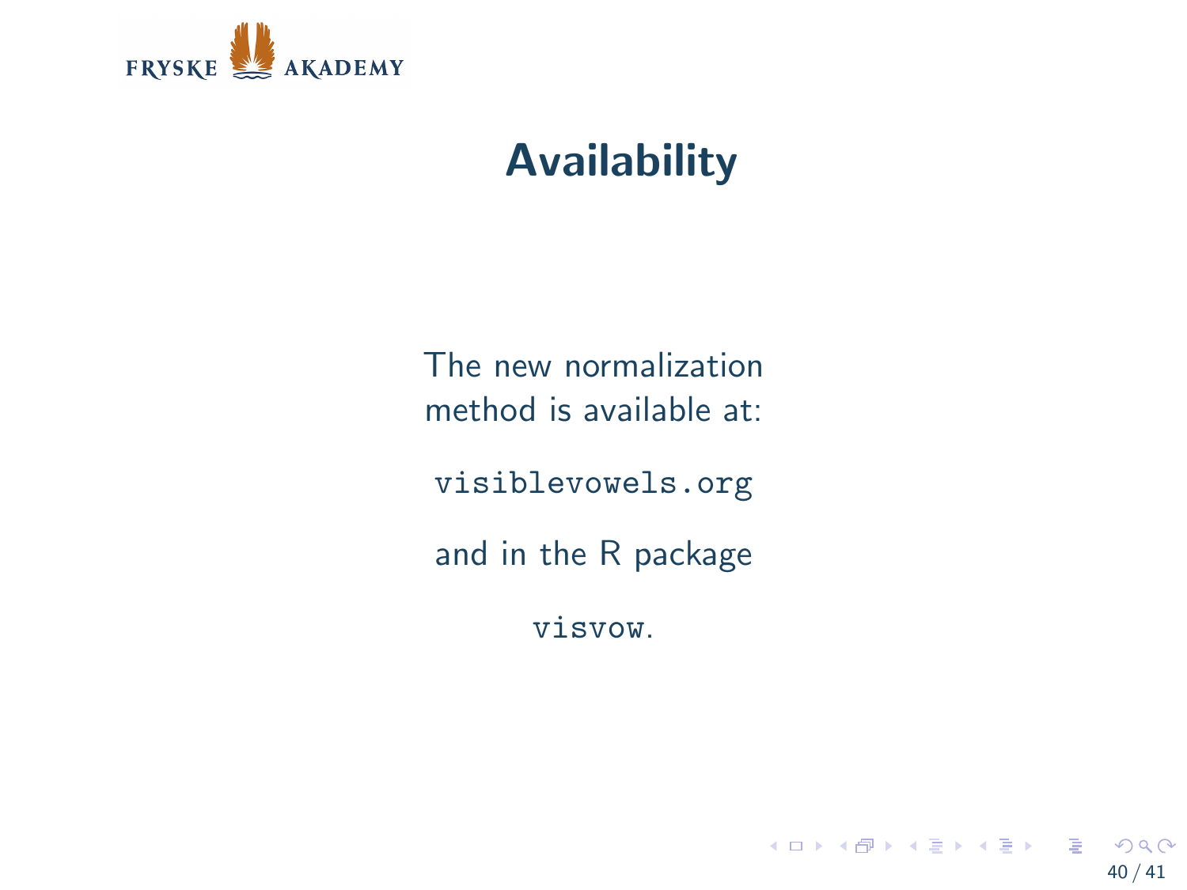# Availability

The new normalization method is available at:

`visiblevowels.org`

and in the R package

`visvow`.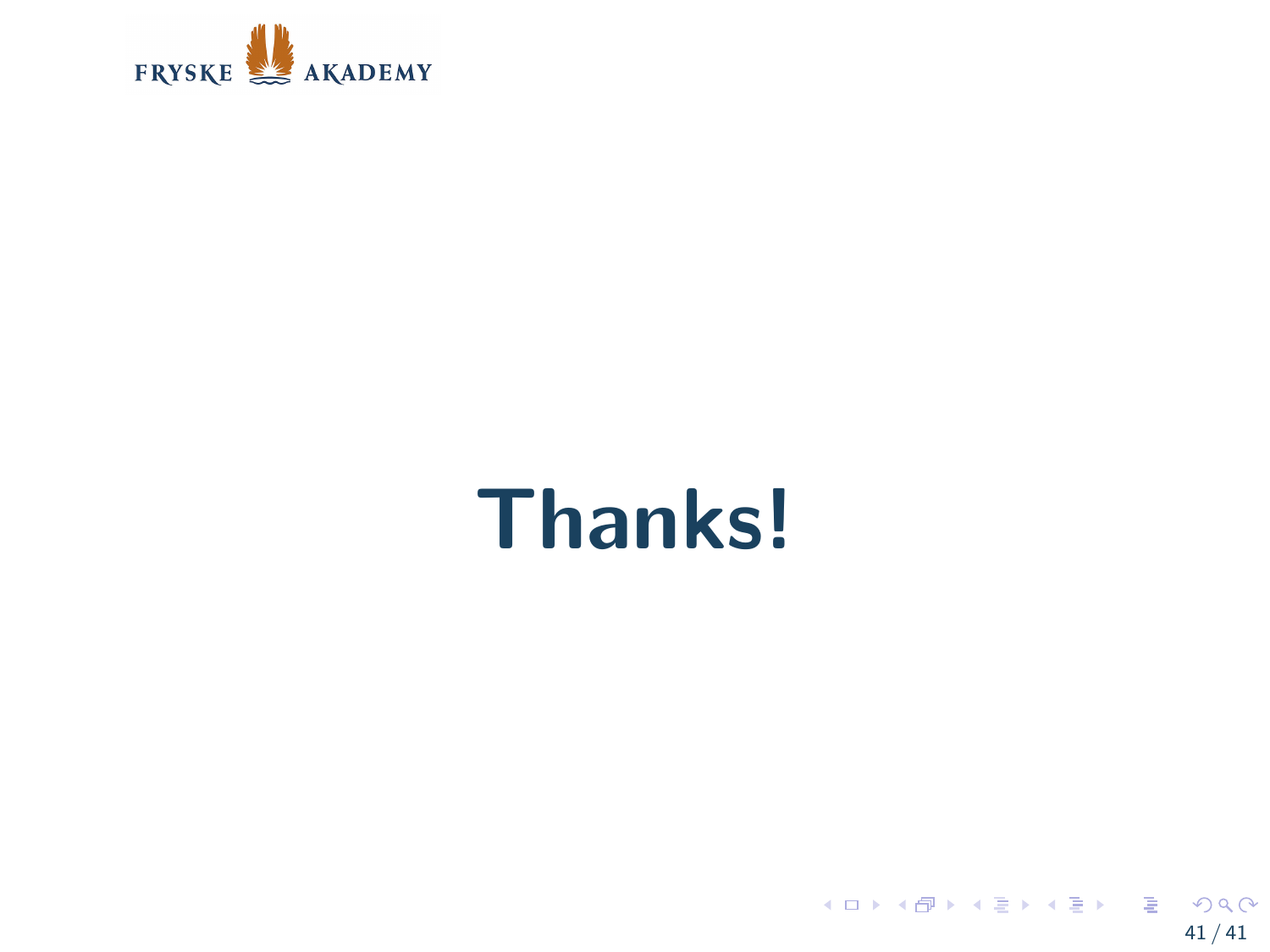# Thanks!